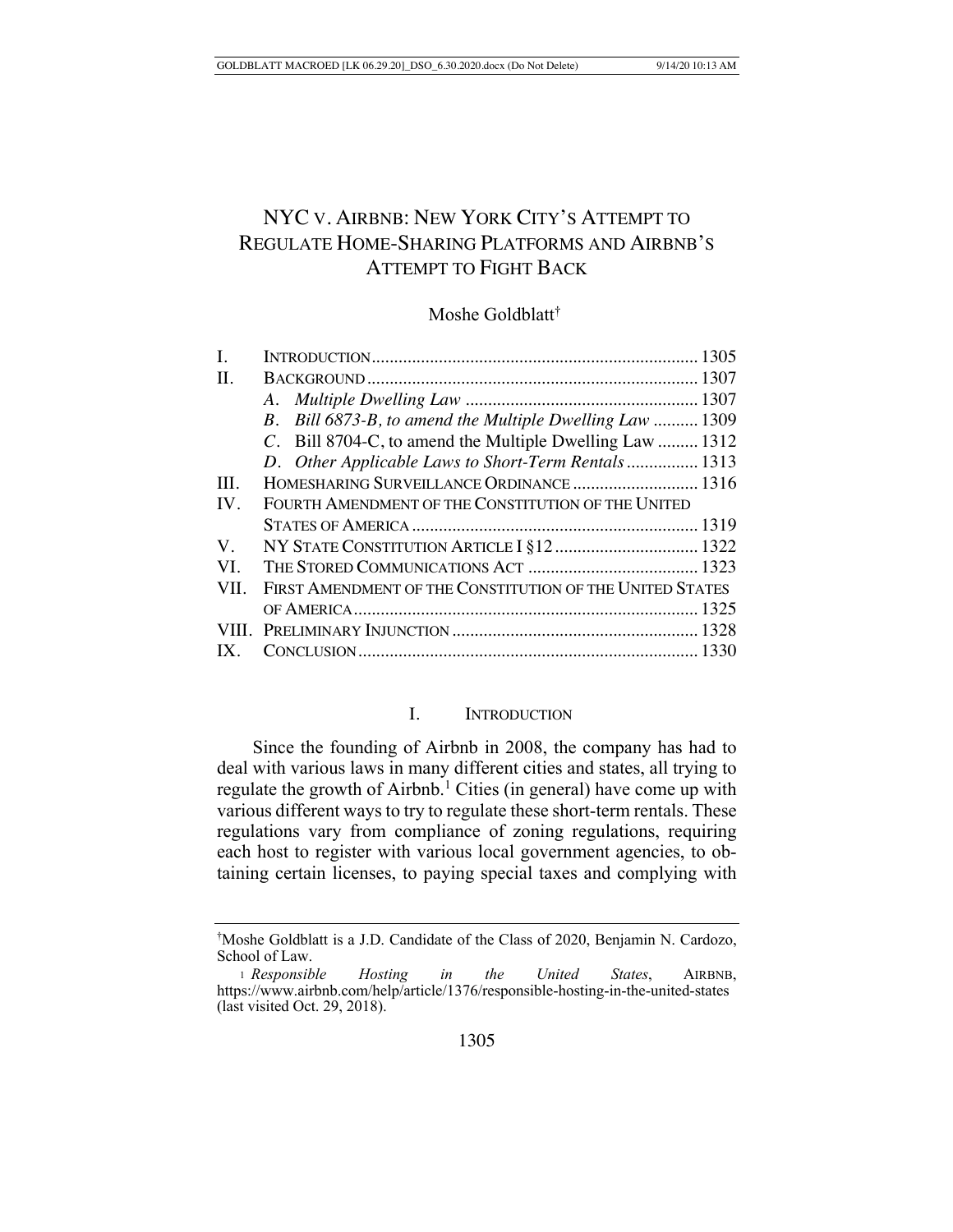# NYC v. AIRBNB: NEW YORK CITY'S ATTEMPT TO REGULATE HOME-SHARING PLATFORMS AND AIRBNB'S ATTEMPT TO FIGHT BACK

Moshe Goldblatt[†]

| | | |
|---|---|---|
| I. | INTRODUCTION | 1305 |
| II. | BACKGROUND | 1307 |
| | *A. Multiple Dwelling Law* | 1307 |
| | *B. Bill 6873-B, to amend the Multiple Dwelling Law* | 1309 |
| | *C.* Bill 8704-C, to amend the Multiple Dwelling Law | 1312 |
| | *D. Other Applicable Laws to Short-Term Rentals* | 1313 |
| III. | HOMESHARING SURVEILLANCE ORDINANCE | 1316 |
| IV. | FOURTH AMENDMENT OF THE CONSTITUTION OF THE UNITED STATES OF AMERICA | 1319 |
| V. | NY STATE CONSTITUTION ARTICLE I §12 | 1322 |
| VI. | THE STORED COMMUNICATIONS ACT | 1323 |
| VII. | FIRST AMENDMENT OF THE CONSTITUTION OF THE UNITED STATES OF AMERICA | 1325 |
| VIII. | PRELIMINARY INJUNCTION | 1328 |
| IX. | CONCLUSION | 1330 |

## I. INTRODUCTION

Since the founding of Airbnb in 2008, the company has had to deal with various laws in many different cities and states, all trying to regulate the growth of Airbnb.[1] Cities (in general) have come up with various different ways to try to regulate these short-term rentals. These regulations vary from compliance of zoning regulations, requiring each host to register with various local government agencies, to obtaining certain licenses, to paying special taxes and complying with

---

[†]Moshe Goldblatt is a J.D. Candidate of the Class of 2020, Benjamin N. Cardozo, School of Law.

[1] *Responsible Hosting in the United States*, AIRBNB, https://www.airbnb.com/help/article/1376/responsible-hosting-in-the-united-states (last visited Oct. 29, 2018).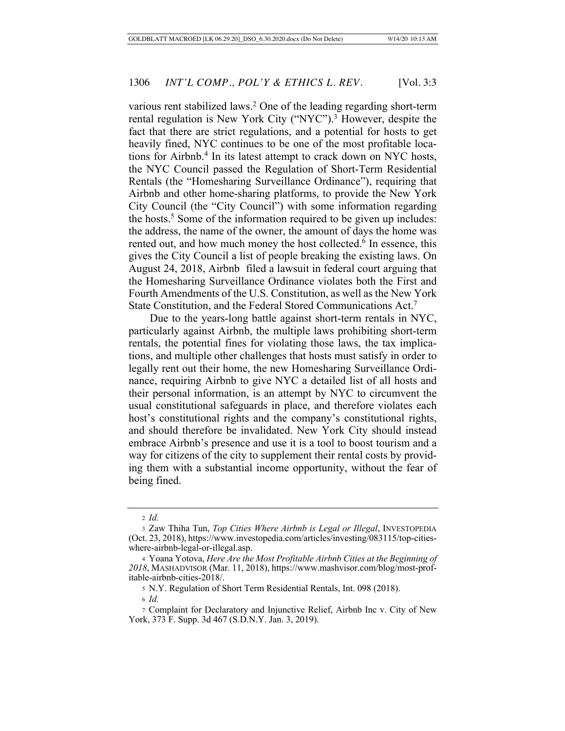various rent stabilized laws.[2] One of the leading regarding short-term rental regulation is New York City ("NYC").[3] However, despite the fact that there are strict regulations, and a potential for hosts to get heavily fined, NYC continues to be one of the most profitable locations for Airbnb.[4] In its latest attempt to crack down on NYC hosts, the NYC Council passed the Regulation of Short-Term Residential Rentals (the "Homesharing Surveillance Ordinance"), requiring that Airbnb and other home-sharing platforms, to provide the New York City Council (the "City Council") with some information regarding the hosts.[5] Some of the information required to be given up includes: the address, the name of the owner, the amount of days the home was rented out, and how much money the host collected.[6] In essence, this gives the City Council a list of people breaking the existing laws. On August 24, 2018, Airbnb filed a lawsuit in federal court arguing that the Homesharing Surveillance Ordinance violates both the First and Fourth Amendments of the U.S. Constitution, as well as the New York State Constitution, and the Federal Stored Communications Act.[7]

Due to the years-long battle against short-term rentals in NYC, particularly against Airbnb, the multiple laws prohibiting short-term rentals, the potential fines for violating those laws, the tax implications, and multiple other challenges that hosts must satisfy in order to legally rent out their home, the new Homesharing Surveillance Ordinance, requiring Airbnb to give NYC a detailed list of all hosts and their personal information, is an attempt by NYC to circumvent the usual constitutional safeguards in place, and therefore violates each host's constitutional rights and the company's constitutional rights, and should therefore be invalidated. New York City should instead embrace Airbnb's presence and use it is a tool to boost tourism and a way for citizens of the city to supplement their rental costs by providing them with a substantial income opportunity, without the fear of being fined.

---

2 *Id.*

3 Zaw Thiha Tun, *Top Cities Where Airbnb is Legal or Illegal*, INVESTOPEDIA (Oct. 23, 2018), https://www.investopedia.com/articles/investing/083115/top-cities-where-airbnb-legal-or-illegal.asp.

4 Yoana Yotova, *Here Are the Most Profitable Airbnb Cities at the Beginning of 2018*, MASHADVISOR (Mar. 11, 2018), https://www.mashvisor.com/blog/most-profitable-airbnb-cities-2018/.

5 N.Y. Regulation of Short Term Residential Rentals, Int. 098 (2018).

6 *Id.*

7 Complaint for Declaratory and Injunctive Relief, Airbnb Inc v. City of New York, 373 F. Supp. 3d 467 (S.D.N.Y. Jan. 3, 2019).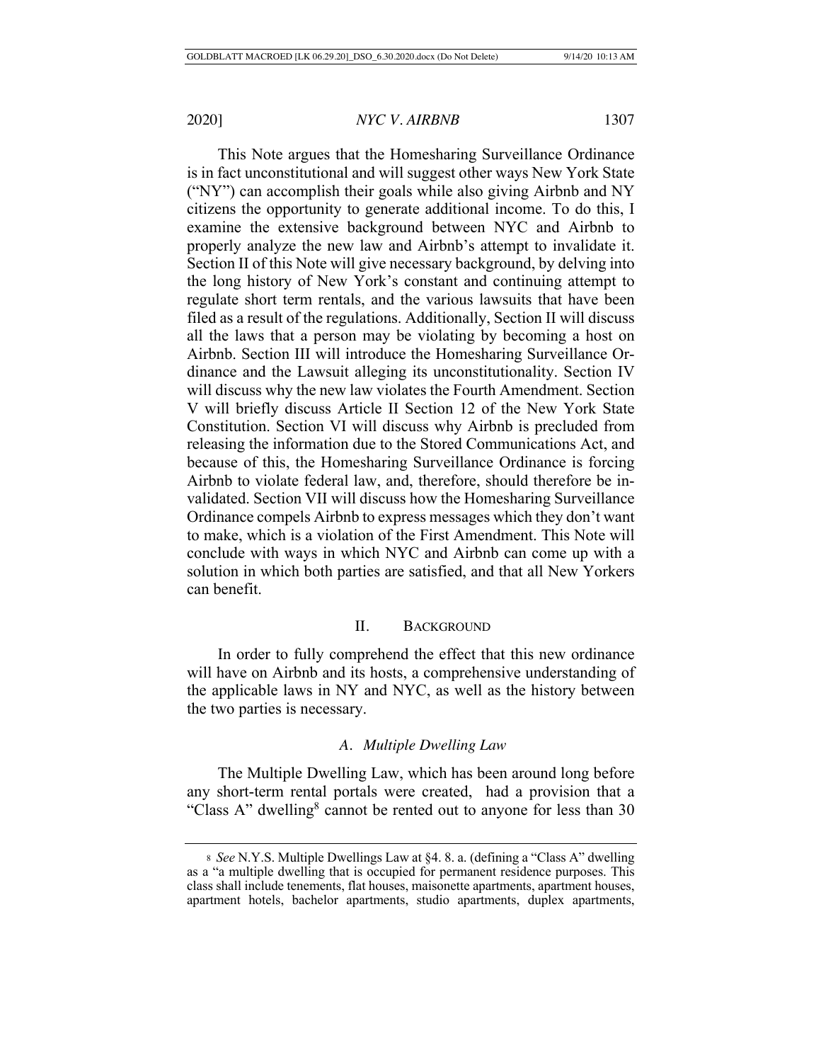This Note argues that the Homesharing Surveillance Ordinance is in fact unconstitutional and will suggest other ways New York State ("NY") can accomplish their goals while also giving Airbnb and NY citizens the opportunity to generate additional income. To do this, I examine the extensive background between NYC and Airbnb to properly analyze the new law and Airbnb's attempt to invalidate it. Section II of this Note will give necessary background, by delving into the long history of New York's constant and continuing attempt to regulate short term rentals, and the various lawsuits that have been filed as a result of the regulations. Additionally, Section II will discuss all the laws that a person may be violating by becoming a host on Airbnb. Section III will introduce the Homesharing Surveillance Ordinance and the Lawsuit alleging its unconstitutionality. Section IV will discuss why the new law violates the Fourth Amendment. Section V will briefly discuss Article II Section 12 of the New York State Constitution. Section VI will discuss why Airbnb is precluded from releasing the information due to the Stored Communications Act, and because of this, the Homesharing Surveillance Ordinance is forcing Airbnb to violate federal law, and, therefore, should therefore be invalidated. Section VII will discuss how the Homesharing Surveillance Ordinance compels Airbnb to express messages which they don't want to make, which is a violation of the First Amendment. This Note will conclude with ways in which NYC and Airbnb can come up with a solution in which both parties are satisfied, and that all New Yorkers can benefit.

## II. Background

In order to fully comprehend the effect that this new ordinance will have on Airbnb and its hosts, a comprehensive understanding of the applicable laws in NY and NYC, as well as the history between the two parties is necessary.

### *A. Multiple Dwelling Law*

The Multiple Dwelling Law, which has been around long before any short-term rental portals were created, had a provision that a "Class A" dwelling[8] cannot be rented out to anyone for less than 30

[8] *See* N.Y.S. Multiple Dwellings Law at §4. 8. a. (defining a "Class A" dwelling as a "a multiple dwelling that is occupied for permanent residence purposes. This class shall include tenements, flat houses, maisonette apartments, apartment houses, apartment hotels, bachelor apartments, studio apartments, duplex apartments,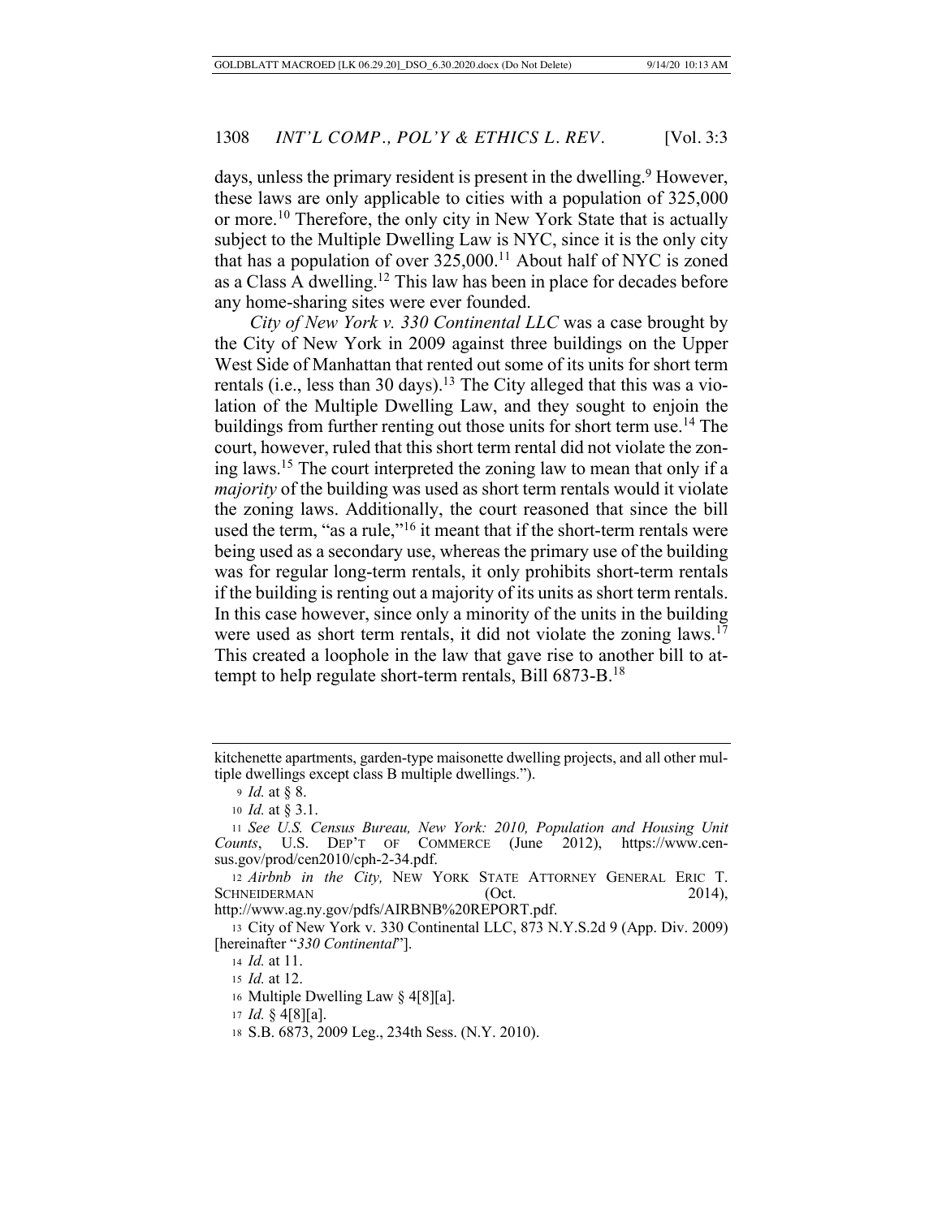days, unless the primary resident is present in the dwelling.[9] However, these laws are only applicable to cities with a population of 325,000 or more.[10] Therefore, the only city in New York State that is actually subject to the Multiple Dwelling Law is NYC, since it is the only city that has a population of over 325,000.[11] About half of NYC is zoned as a Class A dwelling.[12] This law has been in place for decades before any home-sharing sites were ever founded.

*City of New York v. 330 Continental LLC* was a case brought by the City of New York in 2009 against three buildings on the Upper West Side of Manhattan that rented out some of its units for short term rentals (i.e., less than 30 days).[13] The City alleged that this was a violation of the Multiple Dwelling Law, and they sought to enjoin the buildings from further renting out those units for short term use.[14] The court, however, ruled that this short term rental did not violate the zoning laws.[15] The court interpreted the zoning law to mean that only if a *majority* of the building was used as short term rentals would it violate the zoning laws. Additionally, the court reasoned that since the bill used the term, "as a rule,"[16] it meant that if the short-term rentals were being used as a secondary use, whereas the primary use of the building was for regular long-term rentals, it only prohibits short-term rentals if the building is renting out a majority of its units as short term rentals. In this case however, since only a minority of the units in the building were used as short term rentals, it did not violate the zoning laws.[17] This created a loophole in the law that gave rise to another bill to attempt to help regulate short-term rentals, Bill 6873-B.[18]

---

kitchenette apartments, garden-type maisonette dwelling projects, and all other multiple dwellings except class B multiple dwellings.").

9 *Id.* at § 8.

10 *Id.* at § 3.1.

11 *See U.S. Census Bureau, New York: 2010, Population and Housing Unit Counts*, U.S. DEP'T OF COMMERCE (June 2012), https://www.census.gov/prod/cen2010/cph-2-34.pdf.

12 *Airbnb in the City,* NEW YORK STATE ATTORNEY GENERAL ERIC T. SCHNEIDERMAN (Oct. 2014), http://www.ag.ny.gov/pdfs/AIRBNB%20REPORT.pdf.

13 City of New York v. 330 Continental LLC, 873 N.Y.S.2d 9 (App. Div. 2009) [hereinafter "*330 Continental*"].

14 *Id.* at 11.

15 *Id.* at 12.

16 Multiple Dwelling Law § 4[8][a].

17 *Id.* § 4[8][a].

18 S.B. 6873, 2009 Leg., 234th Sess. (N.Y. 2010).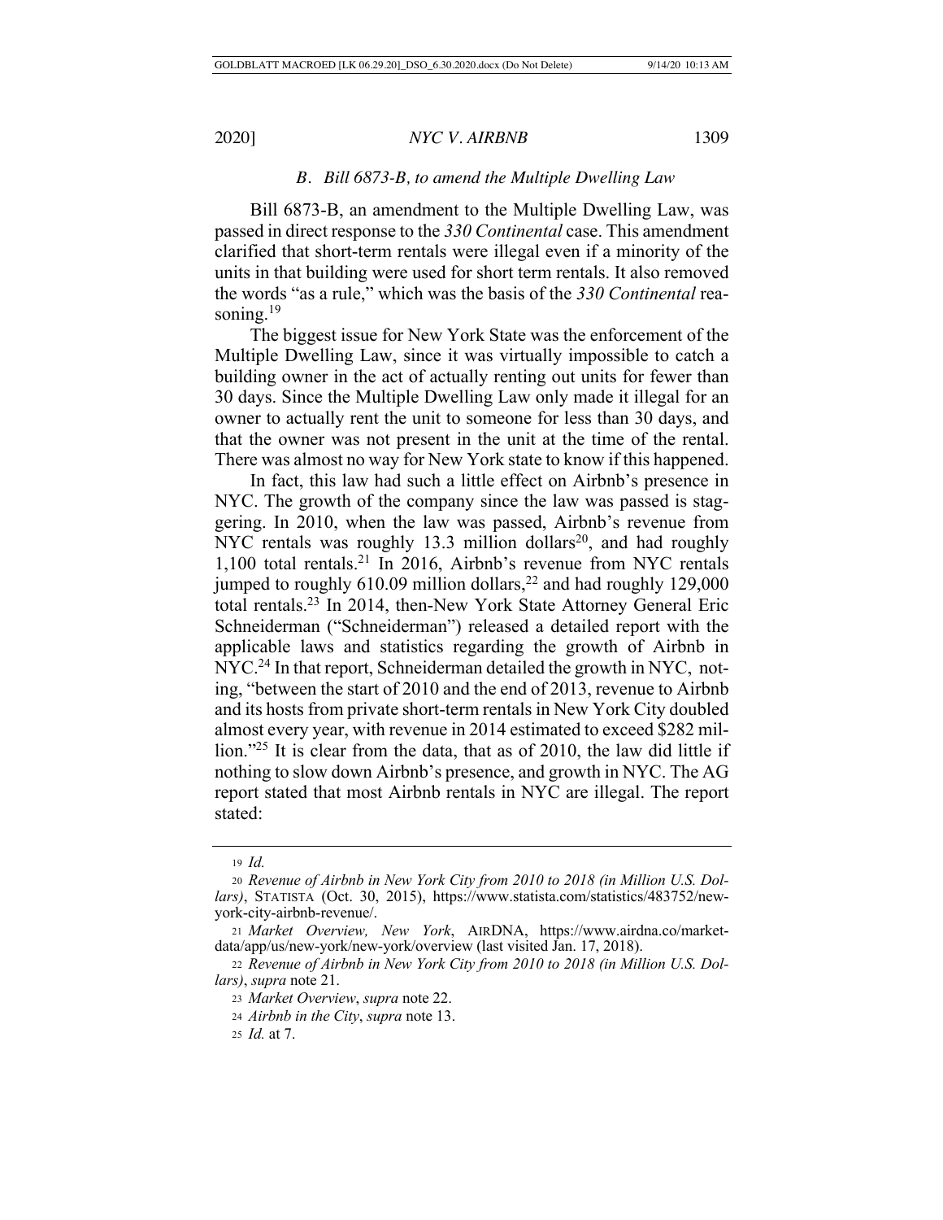### *B. Bill 6873-B, to amend the Multiple Dwelling Law*

Bill 6873-B, an amendment to the Multiple Dwelling Law, was passed in direct response to the *330 Continental* case. This amendment clarified that short-term rentals were illegal even if a minority of the units in that building were used for short term rentals. It also removed the words "as a rule," which was the basis of the *330 Continental* reasoning.[19]

The biggest issue for New York State was the enforcement of the Multiple Dwelling Law, since it was virtually impossible to catch a building owner in the act of actually renting out units for fewer than 30 days. Since the Multiple Dwelling Law only made it illegal for an owner to actually rent the unit to someone for less than 30 days, and that the owner was not present in the unit at the time of the rental. There was almost no way for New York state to know if this happened.

In fact, this law had such a little effect on Airbnb's presence in NYC. The growth of the company since the law was passed is staggering. In 2010, when the law was passed, Airbnb's revenue from NYC rentals was roughly 13.3 million dollars[20], and had roughly 1,100 total rentals.[21] In 2016, Airbnb's revenue from NYC rentals jumped to roughly 610.09 million dollars,[22] and had roughly 129,000 total rentals.[23] In 2014, then-New York State Attorney General Eric Schneiderman ("Schneiderman") released a detailed report with the applicable laws and statistics regarding the growth of Airbnb in NYC.[24] In that report, Schneiderman detailed the growth in NYC, noting, "between the start of 2010 and the end of 2013, revenue to Airbnb and its hosts from private short-term rentals in New York City doubled almost every year, with revenue in 2014 estimated to exceed $282 million."[25] It is clear from the data, that as of 2010, the law did little if nothing to slow down Airbnb's presence, and growth in NYC. The AG report stated that most Airbnb rentals in NYC are illegal. The report stated:

---

19 *Id.*

20 *Revenue of Airbnb in New York City from 2010 to 2018 (in Million U.S. Dollars)*, STATISTA (Oct. 30, 2015), https://www.statista.com/statistics/483752/new-york-city-airbnb-revenue/.

21 *Market Overview, New York*, AIRDNA, https://www.airdna.co/market-data/app/us/new-york/new-york/overview (last visited Jan. 17, 2018).

22 *Revenue of Airbnb in New York City from 2010 to 2018 (in Million U.S. Dollars)*, *supra* note 21.

23 *Market Overview*, *supra* note 22.

24 *Airbnb in the City*, *supra* note 13.

25 *Id.* at 7.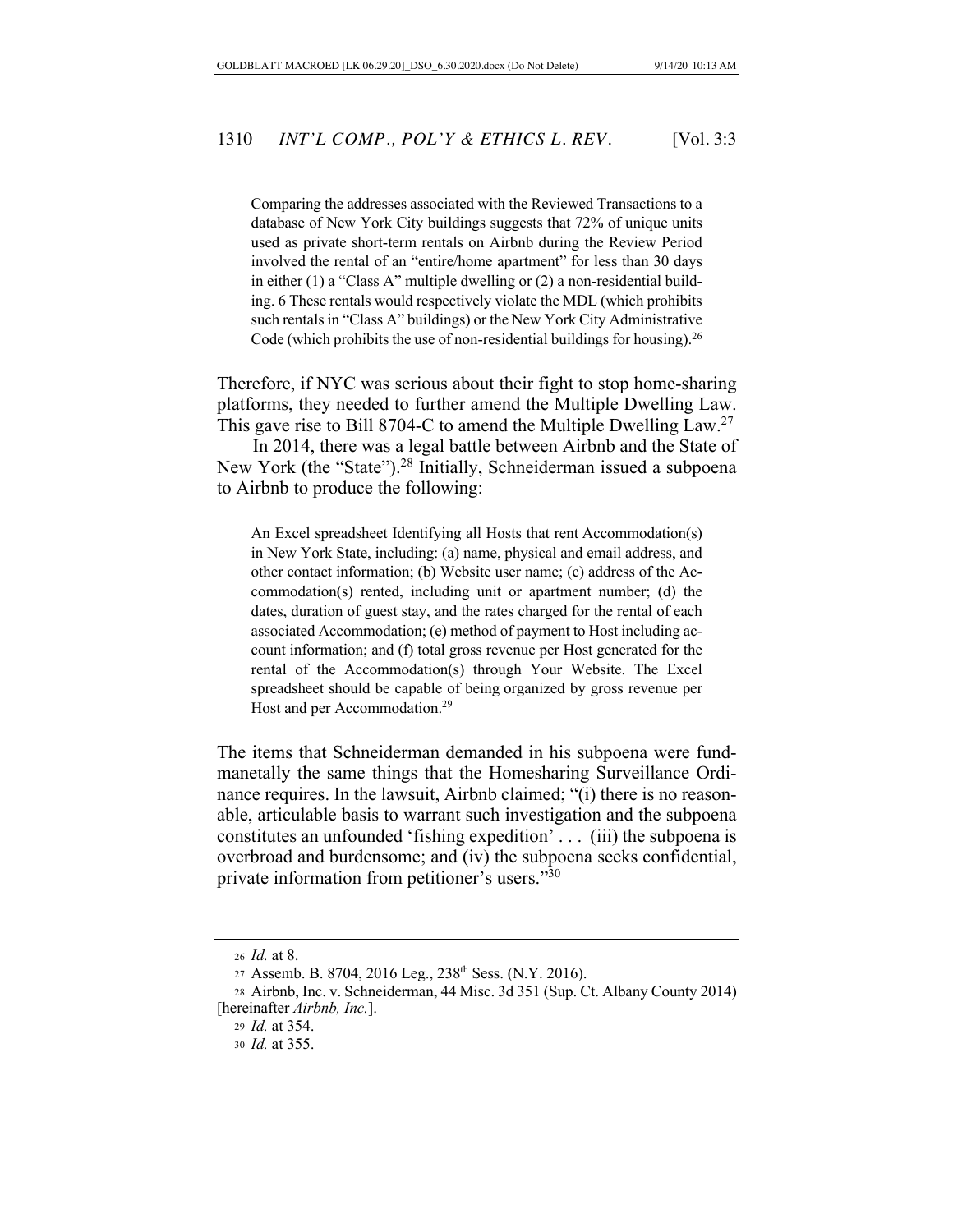> Comparing the addresses associated with the Reviewed Transactions to a database of New York City buildings suggests that 72% of unique units used as private short-term rentals on Airbnb during the Review Period involved the rental of an "entire/home apartment" for less than 30 days in either (1) a "Class A" multiple dwelling or (2) a non-residential building. 6 These rentals would respectively violate the MDL (which prohibits such rentals in "Class A" buildings) or the New York City Administrative Code (which prohibits the use of non-residential buildings for housing).[26]

Therefore, if NYC was serious about their fight to stop home-sharing platforms, they needed to further amend the Multiple Dwelling Law. This gave rise to Bill 8704-C to amend the Multiple Dwelling Law.[27]

In 2014, there was a legal battle between Airbnb and the State of New York (the "State").[28] Initially, Schneiderman issued a subpoena to Airbnb to produce the following:

> An Excel spreadsheet Identifying all Hosts that rent Accommodation(s) in New York State, including: (a) name, physical and email address, and other contact information; (b) Website user name; (c) address of the Accommodation(s) rented, including unit or apartment number; (d) the dates, duration of guest stay, and the rates charged for the rental of each associated Accommodation; (e) method of payment to Host including account information; and (f) total gross revenue per Host generated for the rental of the Accommodation(s) through Your Website. The Excel spreadsheet should be capable of being organized by gross revenue per Host and per Accommodation.[29]

The items that Schneiderman demanded in his subpoena were fundmanetally the same things that the Homesharing Surveillance Ordinance requires. In the lawsuit, Airbnb claimed; "(i) there is no reasonable, articulable basis to warrant such investigation and the subpoena constitutes an unfounded 'fishing expedition' . . . (iii) the subpoena is overbroad and burdensome; and (iv) the subpoena seeks confidential, private information from petitioner's users."[30]

---

[26] *Id.* at 8.

[27] Assemb. B. 8704, 2016 Leg., 238th Sess. (N.Y. 2016).

[28] Airbnb, Inc. v. Schneiderman, 44 Misc. 3d 351 (Sup. Ct. Albany County 2014) [hereinafter *Airbnb, Inc.*].

[29] *Id.* at 354.

[30] *Id.* at 355.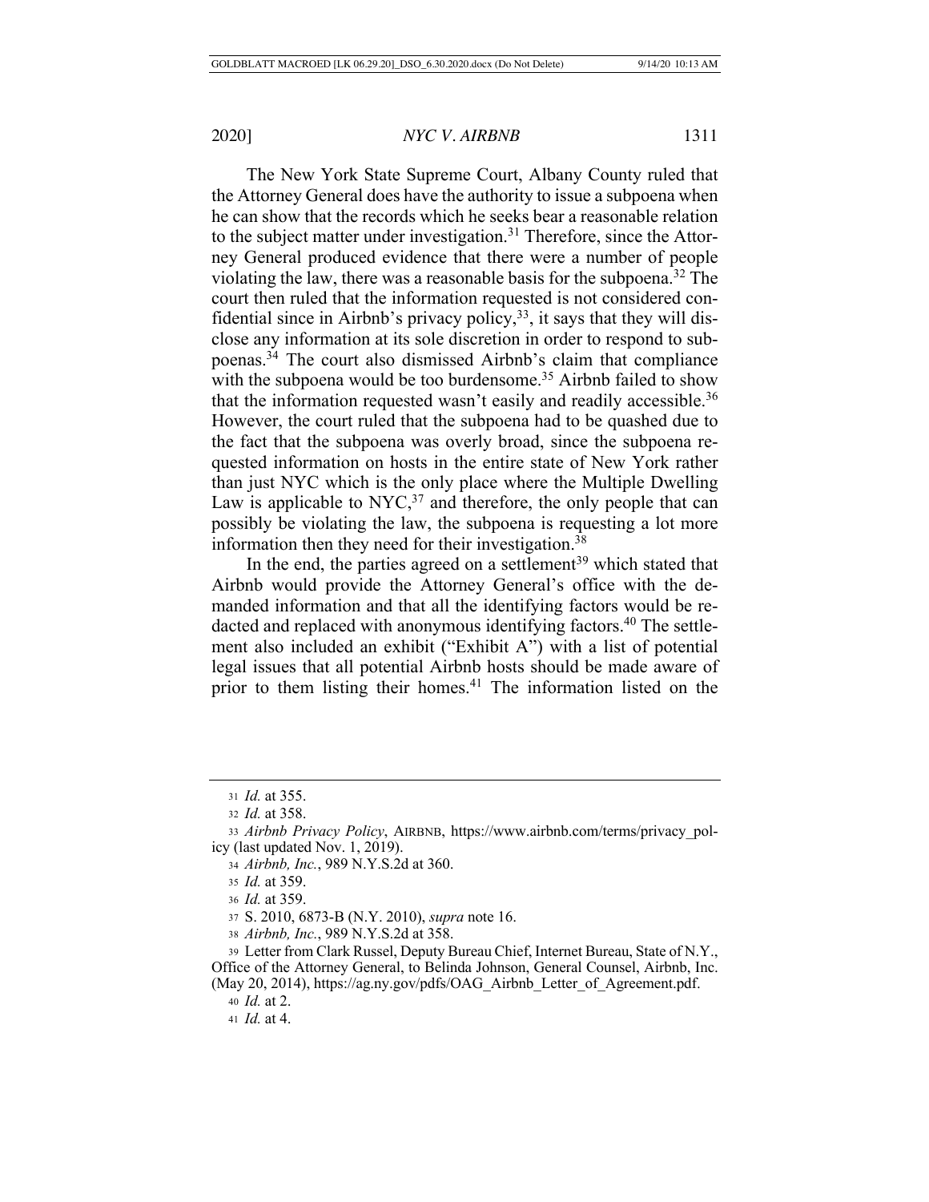The New York State Supreme Court, Albany County ruled that the Attorney General does have the authority to issue a subpoena when he can show that the records which he seeks bear a reasonable relation to the subject matter under investigation.[31] Therefore, since the Attorney General produced evidence that there were a number of people violating the law, there was a reasonable basis for the subpoena.[32] The court then ruled that the information requested is not considered confidential since in Airbnb's privacy policy,[33], it says that they will disclose any information at its sole discretion in order to respond to subpoenas.[34] The court also dismissed Airbnb's claim that compliance with the subpoena would be too burdensome.[35] Airbnb failed to show that the information requested wasn't easily and readily accessible.[36] However, the court ruled that the subpoena had to be quashed due to the fact that the subpoena was overly broad, since the subpoena requested information on hosts in the entire state of New York rather than just NYC which is the only place where the Multiple Dwelling Law is applicable to NYC,[37] and therefore, the only people that can possibly be violating the law, the subpoena is requesting a lot more information then they need for their investigation.[38]

In the end, the parties agreed on a settlement[39] which stated that Airbnb would provide the Attorney General's office with the demanded information and that all the identifying factors would be redacted and replaced with anonymous identifying factors.[40] The settlement also included an exhibit ("Exhibit A") with a list of potential legal issues that all potential Airbnb hosts should be made aware of prior to them listing their homes.[41] The information listed on the

---

31 *Id.* at 355.

32 *Id.* at 358.

33 *Airbnb Privacy Policy*, AIRBNB, https://www.airbnb.com/terms/privacy_policy (last updated Nov. 1, 2019).

34 *Airbnb, Inc.*, 989 N.Y.S.2d at 360.

35 *Id.* at 359.

36 *Id.* at 359.

37 S. 2010, 6873-B (N.Y. 2010), *supra* note 16.

38 *Airbnb, Inc.*, 989 N.Y.S.2d at 358.

39 Letter from Clark Russel, Deputy Bureau Chief, Internet Bureau, State of N.Y., Office of the Attorney General, to Belinda Johnson, General Counsel, Airbnb, Inc. (May 20, 2014), https://ag.ny.gov/pdfs/OAG_Airbnb_Letter_of_Agreement.pdf.

40 *Id.* at 2.

41 *Id.* at 4.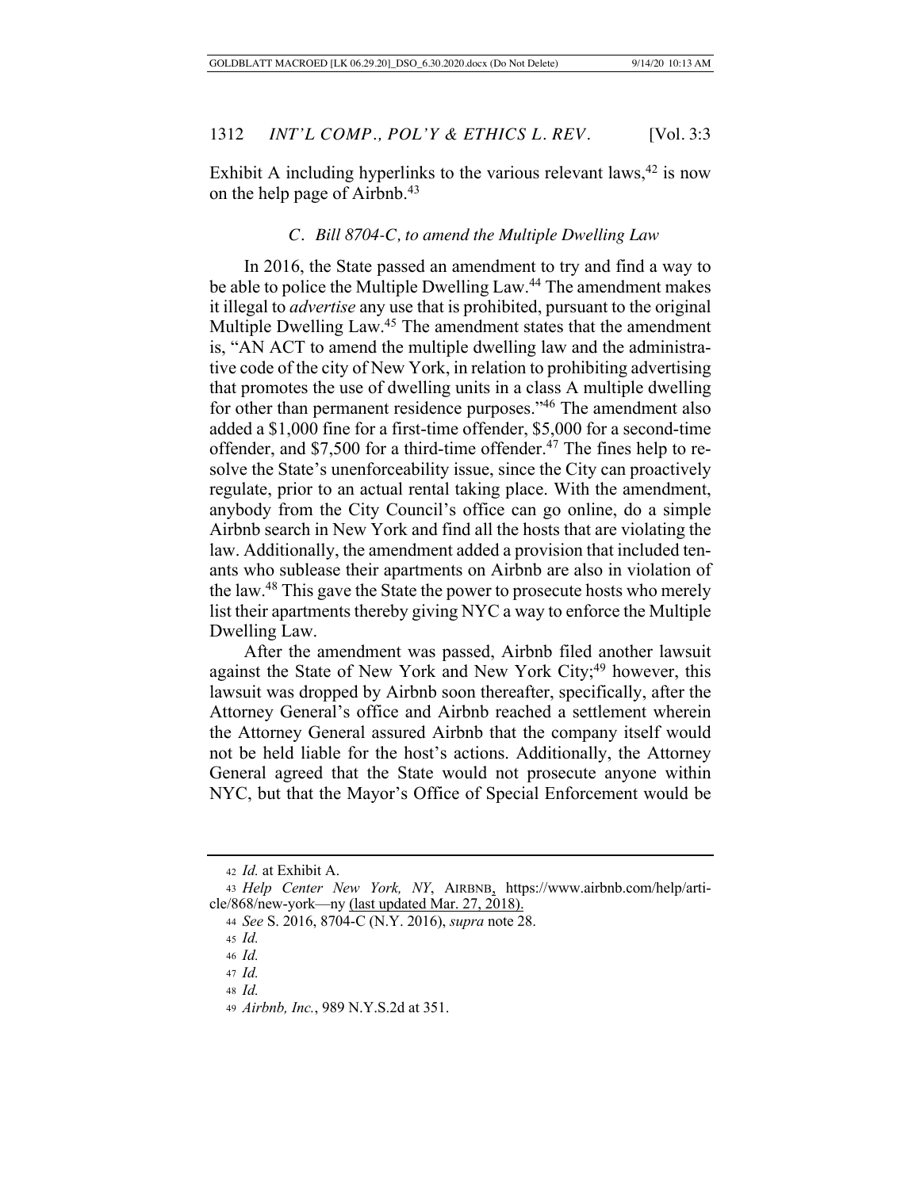Exhibit A including hyperlinks to the various relevant laws,[42] is now on the help page of Airbnb.[43]

### *C. Bill 8704-C, to amend the Multiple Dwelling Law*

In 2016, the State passed an amendment to try and find a way to be able to police the Multiple Dwelling Law.[44] The amendment makes it illegal to *advertise* any use that is prohibited, pursuant to the original Multiple Dwelling Law.[45] The amendment states that the amendment is, "AN ACT to amend the multiple dwelling law and the administrative code of the city of New York, in relation to prohibiting advertising that promotes the use of dwelling units in a class A multiple dwelling for other than permanent residence purposes."[46] The amendment also added a $1,000 fine for a first-time offender, $5,000 for a second-time offender, and $7,500 for a third-time offender.[47] The fines help to resolve the State's unenforceability issue, since the City can proactively regulate, prior to an actual rental taking place. With the amendment, anybody from the City Council's office can go online, do a simple Airbnb search in New York and find all the hosts that are violating the law. Additionally, the amendment added a provision that included tenants who sublease their apartments on Airbnb are also in violation of the law.[48] This gave the State the power to prosecute hosts who merely list their apartments thereby giving NYC a way to enforce the Multiple Dwelling Law.

After the amendment was passed, Airbnb filed another lawsuit against the State of New York and New York City;[49] however, this lawsuit was dropped by Airbnb soon thereafter, specifically, after the Attorney General's office and Airbnb reached a settlement wherein the Attorney General assured Airbnb that the company itself would not be held liable for the host's actions. Additionally, the Attorney General agreed that the State would not prosecute anyone within NYC, but that the Mayor's Office of Special Enforcement would be

---

42 *Id.* at Exhibit A.

43 *Help Center New York, NY*, AIRBNB, https://www.airbnb.com/help/article/868/new-york—ny (last updated Mar. 27, 2018).

44 *See* S. 2016, 8704-C (N.Y. 2016), *supra* note 28.

45 *Id.*

46 *Id.*

47 *Id.*

48 *Id.*

49 *Airbnb, Inc.*, 989 N.Y.S.2d at 351.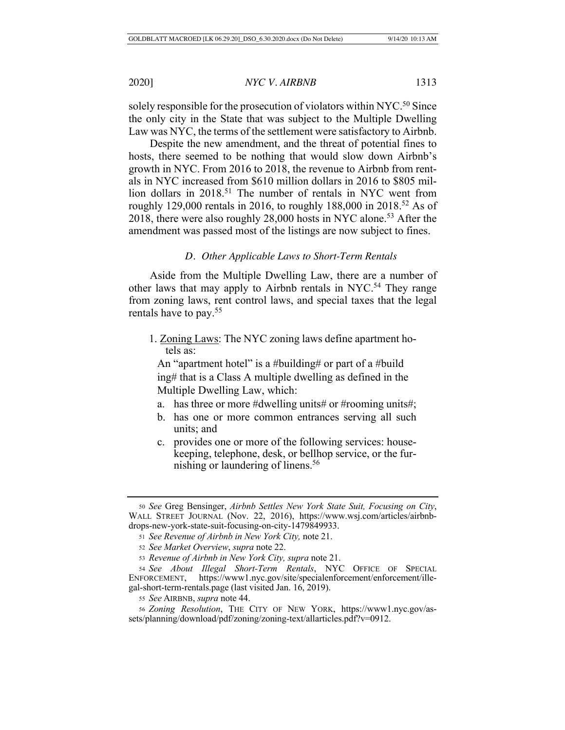solely responsible for the prosecution of violators within NYC.[50] Since the only city in the State that was subject to the Multiple Dwelling Law was NYC, the terms of the settlement were satisfactory to Airbnb.

Despite the new amendment, and the threat of potential fines to hosts, there seemed to be nothing that would slow down Airbnb's growth in NYC. From 2016 to 2018, the revenue to Airbnb from rentals in NYC increased from $610 million dollars in 2016 to $805 million dollars in 2018.[51] The number of rentals in NYC went from roughly 129,000 rentals in 2016, to roughly 188,000 in 2018.[52] As of 2018, there were also roughly 28,000 hosts in NYC alone.[53] After the amendment was passed most of the listings are now subject to fines.

### *D. Other Applicable Laws to Short-Term Rentals*

Aside from the Multiple Dwelling Law, there are a number of other laws that may apply to Airbnb rentals in NYC.[54] They range from zoning laws, rent control laws, and special taxes that the legal rentals have to pay.[55]

1. <u>Zoning Laws</u>: The NYC zoning laws define apartment hotels as:

   An "apartment hotel" is a #building# or part of a #building# that is a Class A multiple dwelling as defined in the Multiple Dwelling Law, which:

   a. has three or more #dwelling units# or #rooming units#;
   b. has one or more common entrances serving all such units; and
   c. provides one or more of the following services: housekeeping, telephone, desk, or bellhop service, or the furnishing or laundering of linens.[56]

---

[50] *See* Greg Bensinger, *Airbnb Settles New York State Suit, Focusing on City*, WALL STREET JOURNAL (Nov. 22, 2016), https://www.wsj.com/articles/airbnb-drops-new-york-state-suit-focusing-on-city-1479849933.

[51] *See Revenue of Airbnb in New York City,* note 21.

[52] *See Market Overview*, *supra* note 22.

[53] *Revenue of Airbnb in New York City, supra* note 21.

[54] *See About Illegal Short-Term Rentals*, NYC OFFICE OF SPECIAL ENFORCEMENT, https://www1.nyc.gov/site/specialenforcement/enforcement/illegal-short-term-rentals.page (last visited Jan. 16, 2019).

[55] *See* AIRBNB, *supra* note 44.

[56] *Zoning Resolution*, THE CITY OF NEW YORK, https://www1.nyc.gov/assets/planning/download/pdf/zoning/zoning-text/allarticles.pdf?v=0912.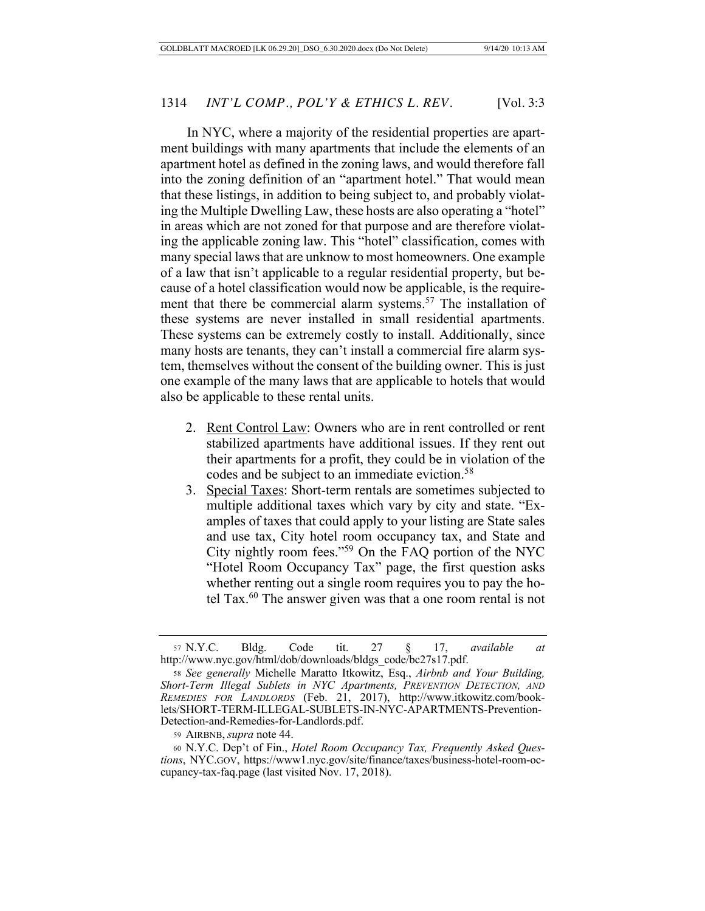In NYC, where a majority of the residential properties are apartment buildings with many apartments that include the elements of an apartment hotel as defined in the zoning laws, and would therefore fall into the zoning definition of an "apartment hotel." That would mean that these listings, in addition to being subject to, and probably violating the Multiple Dwelling Law, these hosts are also operating a "hotel" in areas which are not zoned for that purpose and are therefore violating the applicable zoning law. This "hotel" classification, comes with many special laws that are unknow to most homeowners. One example of a law that isn't applicable to a regular residential property, but because of a hotel classification would now be applicable, is the requirement that there be commercial alarm systems.[57] The installation of these systems are never installed in small residential apartments. These systems can be extremely costly to install. Additionally, since many hosts are tenants, they can't install a commercial fire alarm system, themselves without the consent of the building owner. This is just one example of the many laws that are applicable to hotels that would also be applicable to these rental units.

2. <u>Rent Control Law</u>: Owners who are in rent controlled or rent stabilized apartments have additional issues. If they rent out their apartments for a profit, they could be in violation of the codes and be subject to an immediate eviction.[58]
3. <u>Special Taxes</u>: Short-term rentals are sometimes subjected to multiple additional taxes which vary by city and state. "Examples of taxes that could apply to your listing are State sales and use tax, City hotel room occupancy tax, and State and City nightly room fees."[59] On the FAQ portion of the NYC "Hotel Room Occupancy Tax" page, the first question asks whether renting out a single room requires you to pay the hotel Tax.[60] The answer given was that a one room rental is not

---

57 N.Y.C. Bldg. Code tit. 27 § 17, *available at* http://www.nyc.gov/html/dob/downloads/bldgs_code/bc27s17.pdf.

58 *See generally* Michelle Maratto Itkowitz, Esq., *Airbnb and Your Building, Short-Term Illegal Sublets in NYC Apartments, Prevention Detection, and Remedies for Landlords* (Feb. 21, 2017), http://www.itkowitz.com/booklets/SHORT-TERM-ILLEGAL-SUBLETS-IN-NYC-APARTMENTS-Prevention-Detection-and-Remedies-for-Landlords.pdf.

59 AIRBNB, *supra* note 44.

60 N.Y.C. Dep't of Fin., *Hotel Room Occupancy Tax, Frequently Asked Questions*, NYC.GOV, https://www1.nyc.gov/site/finance/taxes/business-hotel-room-occupancy-tax-faq.page (last visited Nov. 17, 2018).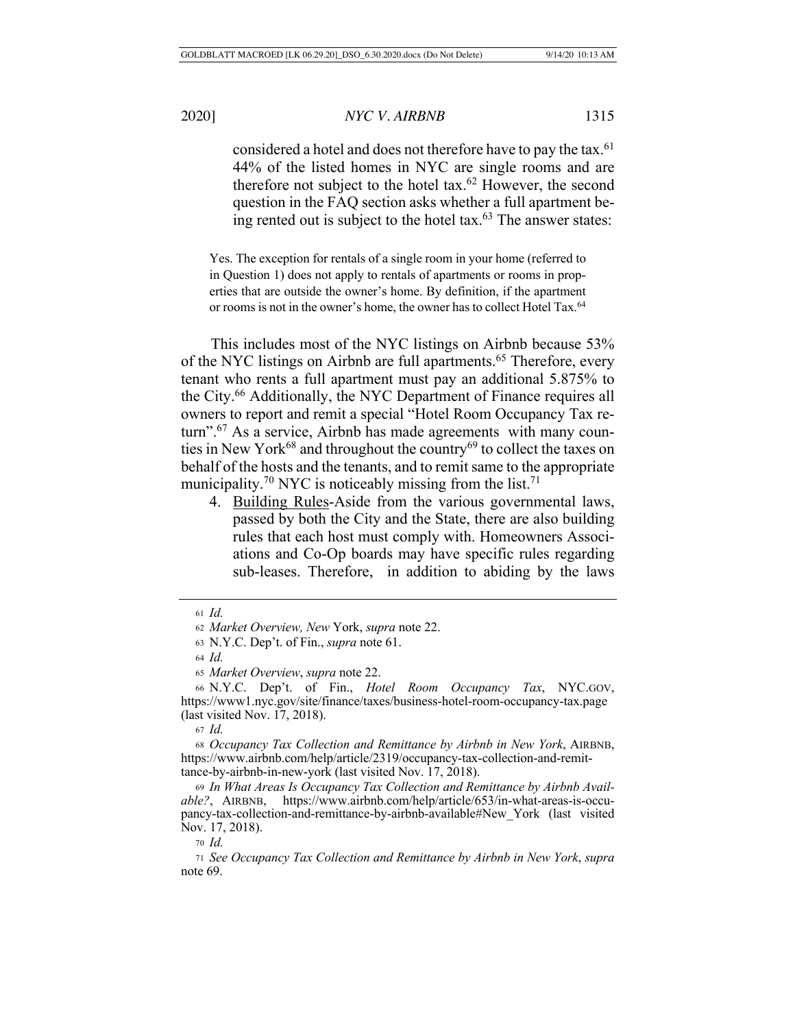considered a hotel and does not therefore have to pay the tax.[61] 44% of the listed homes in NYC are single rooms and are therefore not subject to the hotel tax.[62] However, the second question in the FAQ section asks whether a full apartment being rented out is subject to the hotel tax.[63] The answer states:

> Yes. The exception for rentals of a single room in your home (referred to in Question 1) does not apply to rentals of apartments or rooms in properties that are outside the owner's home. By definition, if the apartment or rooms is not in the owner's home, the owner has to collect Hotel Tax.[64]

This includes most of the NYC listings on Airbnb because 53% of the NYC listings on Airbnb are full apartments.[65] Therefore, every tenant who rents a full apartment must pay an additional 5.875% to the City.[66] Additionally, the NYC Department of Finance requires all owners to report and remit a special "Hotel Room Occupancy Tax return".[67] As a service, Airbnb has made agreements with many counties in New York[68] and throughout the country[69] to collect the taxes on behalf of the hosts and the tenants, and to remit same to the appropriate municipality.[70] NYC is noticeably missing from the list.[71]

4. Building Rules-Aside from the various governmental laws, passed by both the City and the State, there are also building rules that each host must comply with. Homeowners Associations and Co-Op boards may have specific rules regarding sub-leases. Therefore, in addition to abiding by the laws

---

[61] *Id.*

[62] *Market Overview, New* York, *supra* note 22.

[63] N.Y.C. Dep't. of Fin., *supra* note 61.

[64] *Id.*

[65] *Market Overview*, *supra* note 22.

[66] N.Y.C. Dep't. of Fin., *Hotel Room Occupancy Tax*, NYC.GOV, https://www1.nyc.gov/site/finance/taxes/business-hotel-room-occupancy-tax.page (last visited Nov. 17, 2018).

[67] *Id.*

[68] *Occupancy Tax Collection and Remittance by Airbnb in New York*, AIRBNB, https://www.airbnb.com/help/article/2319/occupancy-tax-collection-and-remittance-by-airbnb-in-new-york (last visited Nov. 17, 2018).

[69] *In What Areas Is Occupancy Tax Collection and Remittance by Airbnb Available?*, AIRBNB, https://www.airbnb.com/help/article/653/in-what-areas-is-occupancy-tax-collection-and-remittance-by-airbnb-available#New_York (last visited Nov. 17, 2018).

[70] *Id.*

[71] *See Occupancy Tax Collection and Remittance by Airbnb in New York*, *supra* note 69.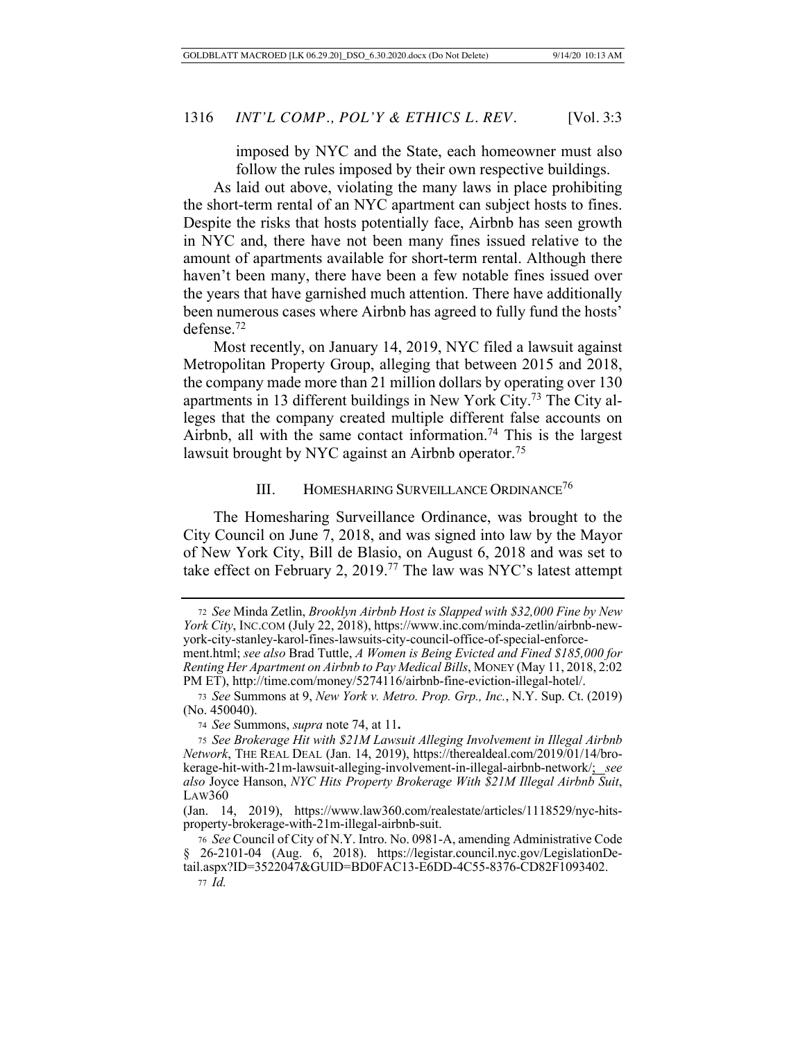imposed by NYC and the State, each homeowner must also follow the rules imposed by their own respective buildings.

As laid out above, violating the many laws in place prohibiting the short-term rental of an NYC apartment can subject hosts to fines. Despite the risks that hosts potentially face, Airbnb has seen growth in NYC and, there have not been many fines issued relative to the amount of apartments available for short-term rental. Although there haven't been many, there have been a few notable fines issued over the years that have garnished much attention. There have additionally been numerous cases where Airbnb has agreed to fully fund the hosts' defense.[72]

Most recently, on January 14, 2019, NYC filed a lawsuit against Metropolitan Property Group, alleging that between 2015 and 2018, the company made more than 21 million dollars by operating over 130 apartments in 13 different buildings in New York City.[73] The City alleges that the company created multiple different false accounts on Airbnb, all with the same contact information.[74] This is the largest lawsuit brought by NYC against an Airbnb operator.[75]

## III. HOMESHARING SURVEILLANCE ORDINANCE[76]

The Homesharing Surveillance Ordinance, was brought to the City Council on June 7, 2018, and was signed into law by the Mayor of New York City, Bill de Blasio, on August 6, 2018 and was set to take effect on February 2, 2019.[77] The law was NYC's latest attempt

---

[72] *See* Minda Zetlin, *Brooklyn Airbnb Host is Slapped with $32,000 Fine by New York City*, INC.COM (July 22, 2018), https://www.inc.com/minda-zetlin/airbnb-new-york-city-stanley-karol-fines-lawsuits-city-council-office-of-special-enforcement.html; *see also* Brad Tuttle, *A Women is Being Evicted and Fined $185,000 for Renting Her Apartment on Airbnb to Pay Medical Bills*, MONEY (May 11, 2018, 2:02 PM ET), http://time.com/money/5274116/airbnb-fine-eviction-illegal-hotel/.

[73] *See* Summons at 9, *New York v. Metro. Prop. Grp., Inc.*, N.Y. Sup. Ct. (2019) (No. 450040).

[74] *See* Summons, *supra* note 74, at 11**.**

[75] *See Brokerage Hit with $21M Lawsuit Alleging Involvement in Illegal Airbnb Network*, THE REAL DEAL (Jan. 14, 2019), https://therealdeal.com/2019/01/14/brokerage-hit-with-21m-lawsuit-alleging-involvement-in-illegal-airbnb-network/; *see also* Joyce Hanson, *NYC Hits Property Brokerage With $21M Illegal Airbnb Suit*, LAW360 (Jan. 14, 2019), https://www.law360.com/realestate/articles/1118529/nyc-hits-property-brokerage-with-21m-illegal-airbnb-suit.

[76] *See* Council of City of N.Y. Intro. No. 0981-A, amending Administrative Code § 26-2101-04 (Aug. 6, 2018). https://legistar.council.nyc.gov/LegislationDetail.aspx?ID=3522047&GUID=BD0FAC13-E6DD-4C55-8376-CD82F1093402.

[77] *Id.*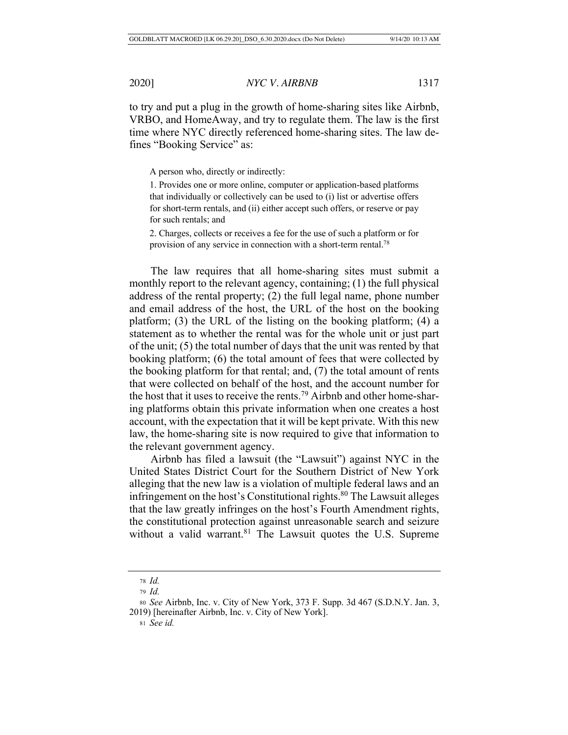to try and put a plug in the growth of home-sharing sites like Airbnb, VRBO, and HomeAway, and try to regulate them. The law is the first time where NYC directly referenced home-sharing sites. The law defines "Booking Service" as:

> A person who, directly or indirectly:
>
> 1. Provides one or more online, computer or application-based platforms that individually or collectively can be used to (i) list or advertise offers for short-term rentals, and (ii) either accept such offers, or reserve or pay for such rentals; and
>
> 2. Charges, collects or receives a fee for the use of such a platform or for provision of any service in connection with a short-term rental.[78]

The law requires that all home-sharing sites must submit a monthly report to the relevant agency, containing; (1) the full physical address of the rental property; (2) the full legal name, phone number and email address of the host, the URL of the host on the booking platform; (3) the URL of the listing on the booking platform; (4) a statement as to whether the rental was for the whole unit or just part of the unit; (5) the total number of days that the unit was rented by that booking platform; (6) the total amount of fees that were collected by the booking platform for that rental; and, (7) the total amount of rents that were collected on behalf of the host, and the account number for the host that it uses to receive the rents.[79] Airbnb and other home-sharing platforms obtain this private information when one creates a host account, with the expectation that it will be kept private. With this new law, the home-sharing site is now required to give that information to the relevant government agency.

Airbnb has filed a lawsuit (the "Lawsuit") against NYC in the United States District Court for the Southern District of New York alleging that the new law is a violation of multiple federal laws and an infringement on the host's Constitutional rights.[80] The Lawsuit alleges that the law greatly infringes on the host's Fourth Amendment rights, the constitutional protection against unreasonable search and seizure without a valid warrant.[81] The Lawsuit quotes the U.S. Supreme

---

78 *Id.*

79 *Id.*

80 *See* Airbnb, Inc. v. City of New York, 373 F. Supp. 3d 467 (S.D.N.Y. Jan. 3, 2019) [hereinafter Airbnb, Inc. v. City of New York].

81 *See id.*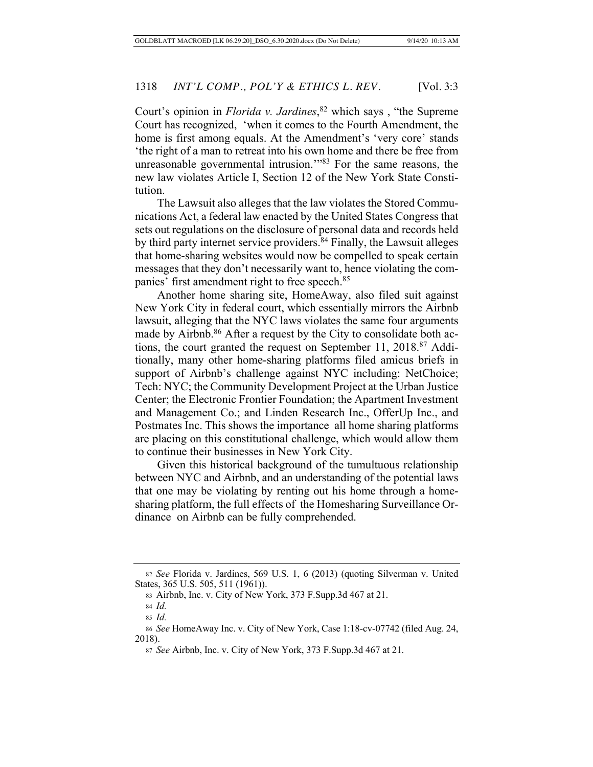Court's opinion in *Florida v. Jardines*,[82] which says , "the Supreme Court has recognized, 'when it comes to the Fourth Amendment, the home is first among equals. At the Amendment's 'very core' stands 'the right of a man to retreat into his own home and there be free from unreasonable governmental intrusion.'"[83] For the same reasons, the new law violates Article I, Section 12 of the New York State Constitution.

The Lawsuit also alleges that the law violates the Stored Communications Act, a federal law enacted by the United States Congress that sets out regulations on the disclosure of personal data and records held by third party internet service providers.[84] Finally, the Lawsuit alleges that home-sharing websites would now be compelled to speak certain messages that they don't necessarily want to, hence violating the companies' first amendment right to free speech.[85]

Another home sharing site, HomeAway, also filed suit against New York City in federal court, which essentially mirrors the Airbnb lawsuit, alleging that the NYC laws violates the same four arguments made by Airbnb.[86] After a request by the City to consolidate both actions, the court granted the request on September 11, 2018.[87] Additionally, many other home-sharing platforms filed amicus briefs in support of Airbnb's challenge against NYC including: NetChoice; Tech: NYC; the Community Development Project at the Urban Justice Center; the Electronic Frontier Foundation; the Apartment Investment and Management Co.; and Linden Research Inc., OfferUp Inc., and Postmates Inc. This shows the importance all home sharing platforms are placing on this constitutional challenge, which would allow them to continue their businesses in New York City.

Given this historical background of the tumultuous relationship between NYC and Airbnb, and an understanding of the potential laws that one may be violating by renting out his home through a home-sharing platform, the full effects of the Homesharing Surveillance Ordinance on Airbnb can be fully comprehended.

---

[82] *See* Florida v. Jardines, 569 U.S. 1, 6 (2013) (quoting Silverman v. United States, 365 U.S. 505, 511 (1961)).

[83] Airbnb, Inc. v. City of New York, 373 F.Supp.3d 467 at 21.

[84] *Id.*

[85] *Id.*

[86] *See* HomeAway Inc. v. City of New York, Case 1:18-cv-07742 (filed Aug. 24, 2018).

[87] *See* Airbnb, Inc. v. City of New York, 373 F.Supp.3d 467 at 21.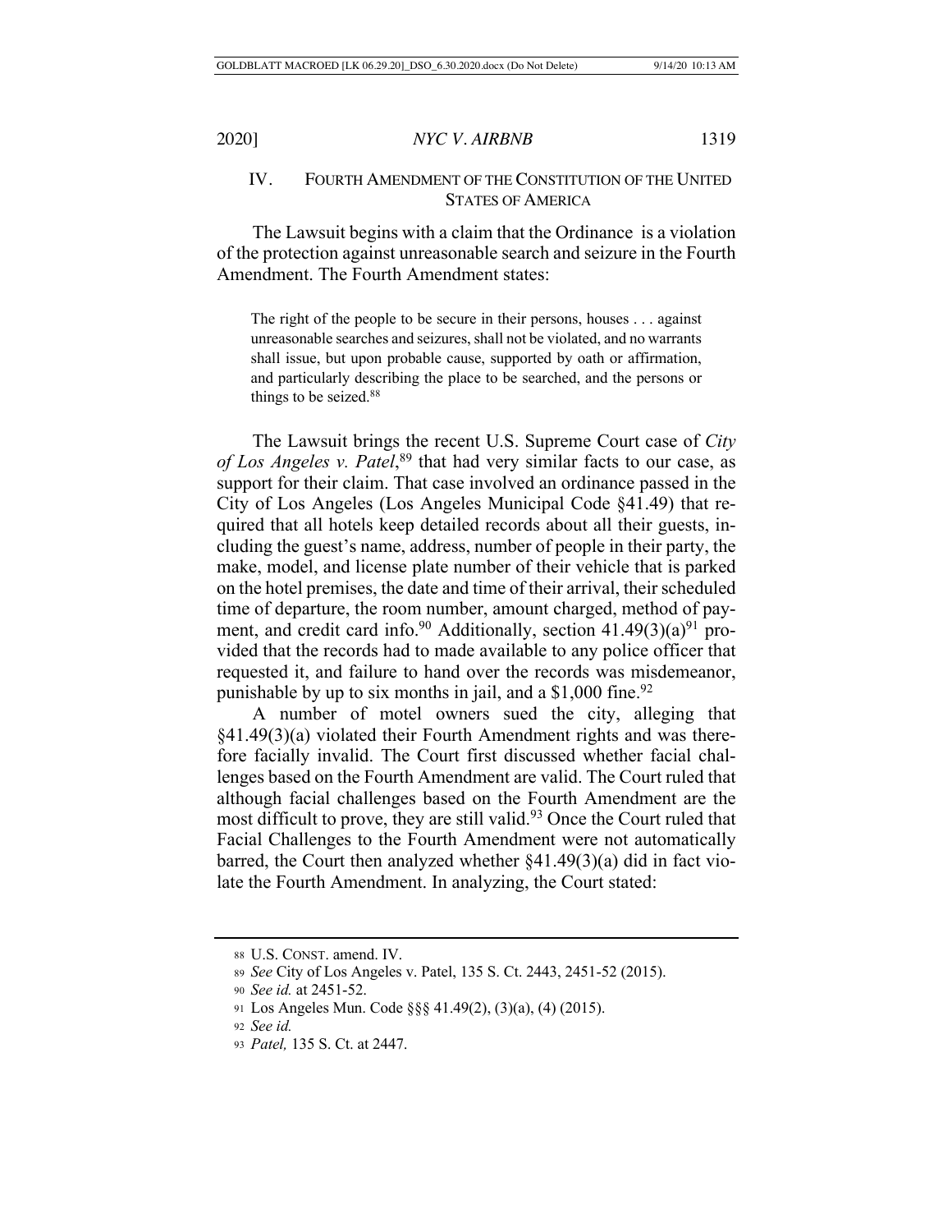## IV. FOURTH AMENDMENT OF THE CONSTITUTION OF THE UNITED STATES OF AMERICA

The Lawsuit begins with a claim that the Ordinance is a violation of the protection against unreasonable search and seizure in the Fourth Amendment. The Fourth Amendment states:

> The right of the people to be secure in their persons, houses . . . against unreasonable searches and seizures, shall not be violated, and no warrants shall issue, but upon probable cause, supported by oath or affirmation, and particularly describing the place to be searched, and the persons or things to be seized.[88]

The Lawsuit brings the recent U.S. Supreme Court case of *City of Los Angeles v. Patel*,[89] that had very similar facts to our case, as support for their claim. That case involved an ordinance passed in the City of Los Angeles (Los Angeles Municipal Code §41.49) that required that all hotels keep detailed records about all their guests, including the guest's name, address, number of people in their party, the make, model, and license plate number of their vehicle that is parked on the hotel premises, the date and time of their arrival, their scheduled time of departure, the room number, amount charged, method of payment, and credit card info.[90] Additionally, section 41.49(3)(a)[91] provided that the records had to made available to any police officer that requested it, and failure to hand over the records was misdemeanor, punishable by up to six months in jail, and a $1,000 fine.[92]

A number of motel owners sued the city, alleging that §41.49(3)(a) violated their Fourth Amendment rights and was therefore facially invalid. The Court first discussed whether facial challenges based on the Fourth Amendment are valid. The Court ruled that although facial challenges based on the Fourth Amendment are the most difficult to prove, they are still valid.[93] Once the Court ruled that Facial Challenges to the Fourth Amendment were not automatically barred, the Court then analyzed whether §41.49(3)(a) did in fact violate the Fourth Amendment. In analyzing, the Court stated:

---

88 U.S. CONST. amend. IV.

89 *See* City of Los Angeles v. Patel, 135 S. Ct. 2443, 2451-52 (2015).

90 *See id.* at 2451-52.

91 Los Angeles Mun. Code §§§ 41.49(2), (3)(a), (4) (2015).

92 *See id.*

93 *Patel,* 135 S. Ct. at 2447.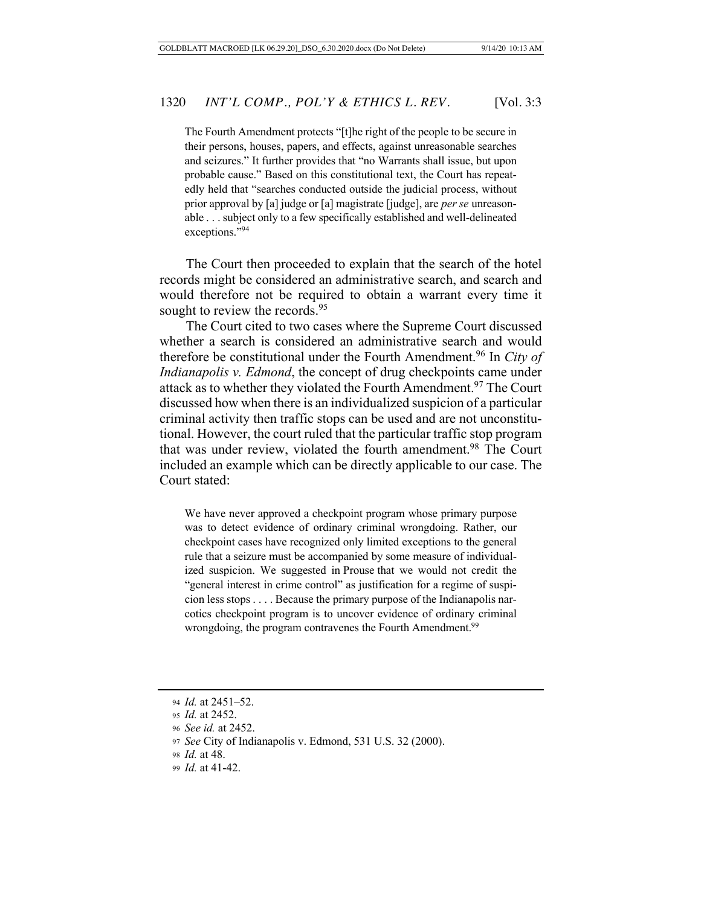> The Fourth Amendment protects "[t]he right of the people to be secure in their persons, houses, papers, and effects, against unreasonable searches and seizures." It further provides that "no Warrants shall issue, but upon probable cause." Based on this constitutional text, the Court has repeatedly held that "searches conducted outside the judicial process, without prior approval by [a] judge or [a] magistrate [judge], are *per se* unreasonable . . . subject only to a few specifically established and well-delineated exceptions."[94]

The Court then proceeded to explain that the search of the hotel records might be considered an administrative search, and search and would therefore not be required to obtain a warrant every time it sought to review the records.[95]

The Court cited to two cases where the Supreme Court discussed whether a search is considered an administrative search and would therefore be constitutional under the Fourth Amendment.[96] In *City of Indianapolis v. Edmond*, the concept of drug checkpoints came under attack as to whether they violated the Fourth Amendment.[97] The Court discussed how when there is an individualized suspicion of a particular criminal activity then traffic stops can be used and are not unconstitutional. However, the court ruled that the particular traffic stop program that was under review, violated the fourth amendment.[98] The Court included an example which can be directly applicable to our case. The Court stated:

> We have never approved a checkpoint program whose primary purpose was to detect evidence of ordinary criminal wrongdoing. Rather, our checkpoint cases have recognized only limited exceptions to the general rule that a seizure must be accompanied by some measure of individualized suspicion. We suggested in Prouse that we would not credit the "general interest in crime control" as justification for a regime of suspicion less stops . . . . Because the primary purpose of the Indianapolis narcotics checkpoint program is to uncover evidence of ordinary criminal wrongdoing, the program contravenes the Fourth Amendment.[99]

---

94 *Id.* at 2451–52.

95 *Id.* at 2452.

96 *See id.* at 2452.

97 *See* City of Indianapolis v. Edmond, 531 U.S. 32 (2000).

98 *Id.* at 48.

99 *Id.* at 41-42.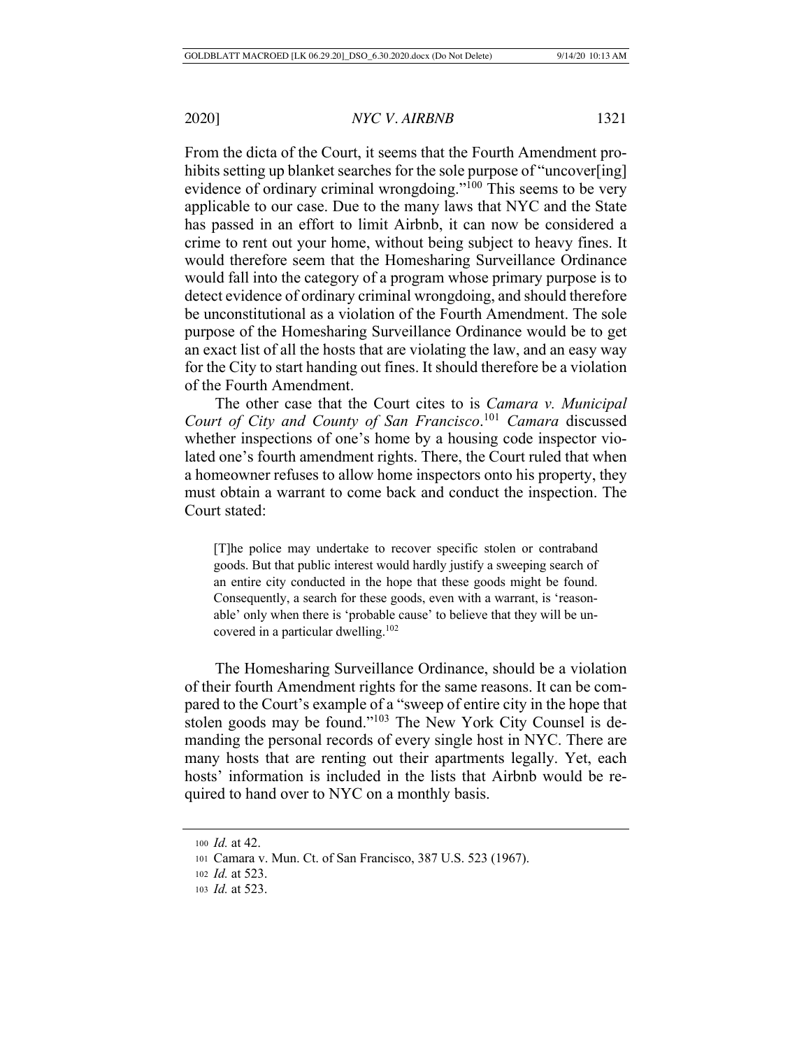From the dicta of the Court, it seems that the Fourth Amendment prohibits setting up blanket searches for the sole purpose of "uncover[ing] evidence of ordinary criminal wrongdoing."[100] This seems to be very applicable to our case. Due to the many laws that NYC and the State has passed in an effort to limit Airbnb, it can now be considered a crime to rent out your home, without being subject to heavy fines. It would therefore seem that the Homesharing Surveillance Ordinance would fall into the category of a program whose primary purpose is to detect evidence of ordinary criminal wrongdoing, and should therefore be unconstitutional as a violation of the Fourth Amendment. The sole purpose of the Homesharing Surveillance Ordinance would be to get an exact list of all the hosts that are violating the law, and an easy way for the City to start handing out fines. It should therefore be a violation of the Fourth Amendment.

The other case that the Court cites to is *Camara v. Municipal Court of City and County of San Francisco*.[101] *Camara* discussed whether inspections of one's home by a housing code inspector violated one's fourth amendment rights. There, the Court ruled that when a homeowner refuses to allow home inspectors onto his property, they must obtain a warrant to come back and conduct the inspection. The Court stated:

> [T]he police may undertake to recover specific stolen or contraband goods. But that public interest would hardly justify a sweeping search of an entire city conducted in the hope that these goods might be found. Consequently, a search for these goods, even with a warrant, is 'reasonable' only when there is 'probable cause' to believe that they will be uncovered in a particular dwelling.[102]

The Homesharing Surveillance Ordinance, should be a violation of their fourth Amendment rights for the same reasons. It can be compared to the Court's example of a "sweep of entire city in the hope that stolen goods may be found."[103] The New York City Counsel is demanding the personal records of every single host in NYC. There are many hosts that are renting out their apartments legally. Yet, each hosts' information is included in the lists that Airbnb would be required to hand over to NYC on a monthly basis.

---

[100] *Id.* at 42.

[101] Camara v. Mun. Ct. of San Francisco, 387 U.S. 523 (1967).

[102] *Id.* at 523.

[103] *Id.* at 523.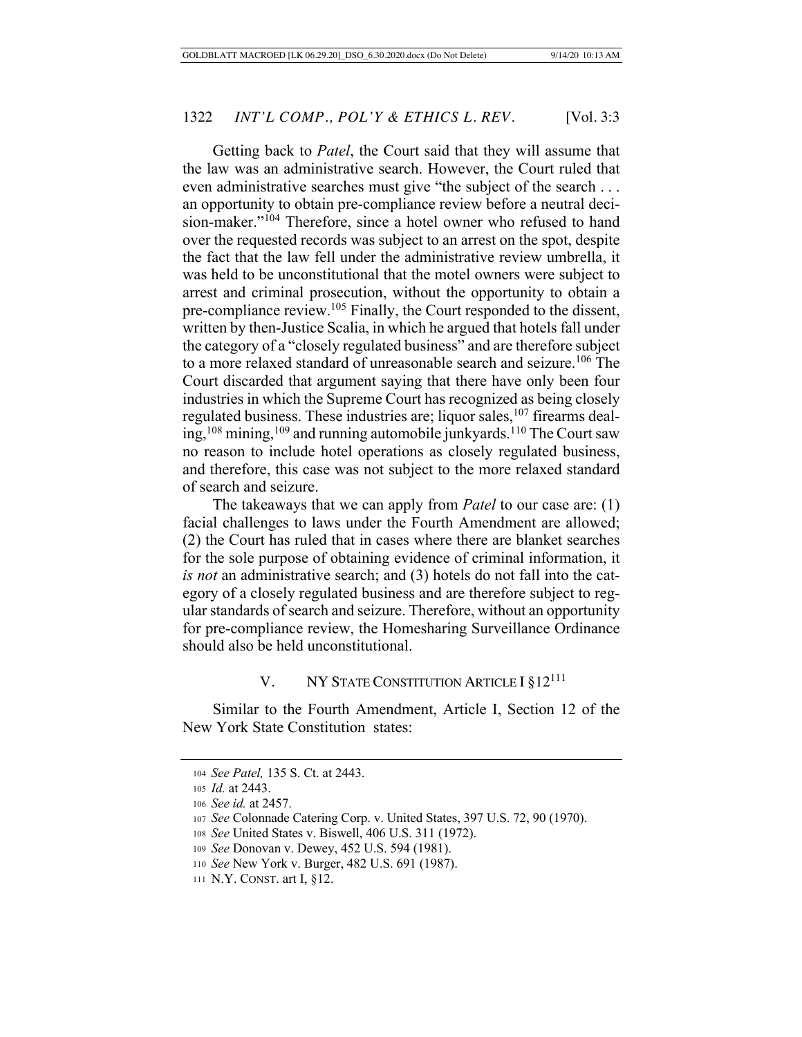Getting back to *Patel*, the Court said that they will assume that the law was an administrative search. However, the Court ruled that even administrative searches must give "the subject of the search . . . an opportunity to obtain pre-compliance review before a neutral decision-maker."[104] Therefore, since a hotel owner who refused to hand over the requested records was subject to an arrest on the spot, despite the fact that the law fell under the administrative review umbrella, it was held to be unconstitutional that the motel owners were subject to arrest and criminal prosecution, without the opportunity to obtain a pre-compliance review.[105] Finally, the Court responded to the dissent, written by then-Justice Scalia, in which he argued that hotels fall under the category of a "closely regulated business" and are therefore subject to a more relaxed standard of unreasonable search and seizure.[106] The Court discarded that argument saying that there have only been four industries in which the Supreme Court has recognized as being closely regulated business. These industries are; liquor sales,[107] firearms dealing,[108] mining,[109] and running automobile junkyards.[110] The Court saw no reason to include hotel operations as closely regulated business, and therefore, this case was not subject to the more relaxed standard of search and seizure.

The takeaways that we can apply from *Patel* to our case are: (1) facial challenges to laws under the Fourth Amendment are allowed; (2) the Court has ruled that in cases where there are blanket searches for the sole purpose of obtaining evidence of criminal information, it *is not* an administrative search; and (3) hotels do not fall into the category of a closely regulated business and are therefore subject to regular standards of search and seizure. Therefore, without an opportunity for pre-compliance review, the Homesharing Surveillance Ordinance should also be held unconstitutional.

## V. NY STATE CONSTITUTION ARTICLE I §12[111]

Similar to the Fourth Amendment, Article I, Section 12 of the New York State Constitution states:

---

104 *See Patel,* 135 S. Ct. at 2443.

105 *Id.* at 2443.

106 *See id.* at 2457.

107 *See* Colonnade Catering Corp. v. United States, 397 U.S. 72, 90 (1970).

108 *See* United States v. Biswell, 406 U.S. 311 (1972).

109 *See* Donovan v. Dewey, 452 U.S. 594 (1981).

110 *See* New York v. Burger, 482 U.S. 691 (1987).

111 N.Y. CONST. art I, §12.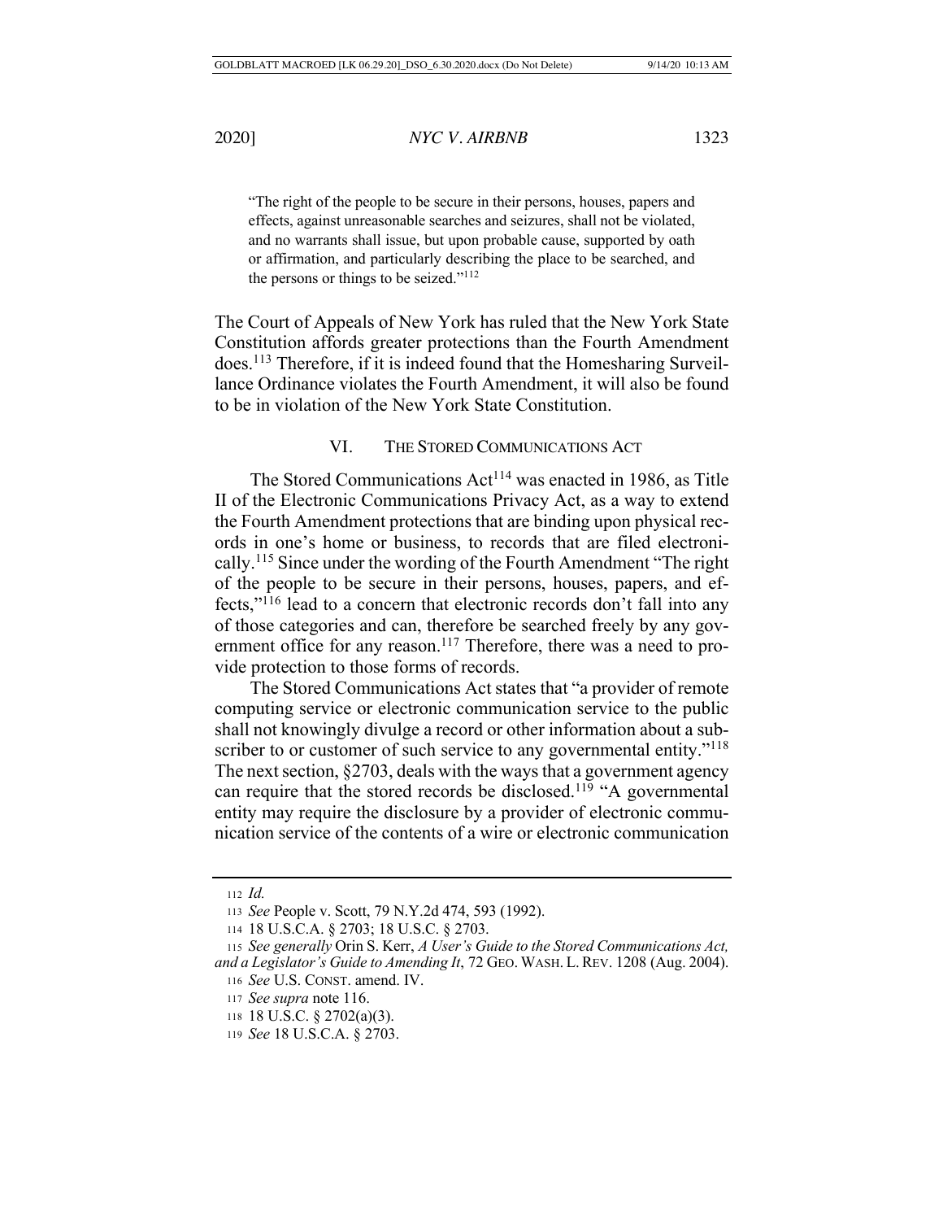"The right of the people to be secure in their persons, houses, papers and effects, against unreasonable searches and seizures, shall not be violated, and no warrants shall issue, but upon probable cause, supported by oath or affirmation, and particularly describing the place to be searched, and the persons or things to be seized."[112]

The Court of Appeals of New York has ruled that the New York State Constitution affords greater protections than the Fourth Amendment does.[113] Therefore, if it is indeed found that the Homesharing Surveillance Ordinance violates the Fourth Amendment, it will also be found to be in violation of the New York State Constitution.

## VI. The Stored Communications Act

The Stored Communications Act[114] was enacted in 1986, as Title II of the Electronic Communications Privacy Act, as a way to extend the Fourth Amendment protections that are binding upon physical records in one's home or business, to records that are filed electronically.[115] Since under the wording of the Fourth Amendment "The right of the people to be secure in their persons, houses, papers, and effects,"[116] lead to a concern that electronic records don't fall into any of those categories and can, therefore be searched freely by any government office for any reason.[117] Therefore, there was a need to provide protection to those forms of records.

The Stored Communications Act states that "a provider of remote computing service or electronic communication service to the public shall not knowingly divulge a record or other information about a subscriber to or customer of such service to any governmental entity."[118] The next section, §2703, deals with the ways that a government agency can require that the stored records be disclosed.[119] "A governmental entity may require the disclosure by a provider of electronic communication service of the contents of a wire or electronic communication

---

112 *Id.*

113 *See* People v. Scott, 79 N.Y.2d 474, 593 (1992).

114 18 U.S.C.A. § 2703; 18 U.S.C. § 2703.

115 *See generally* Orin S. Kerr, *A User's Guide to the Stored Communications Act, and a Legislator's Guide to Amending It*, 72 GEO. WASH. L. REV. 1208 (Aug. 2004).

116 *See* U.S. CONST. amend. IV.

117 *See supra* note 116.

118 18 U.S.C. § 2702(a)(3).

119 *See* 18 U.S.C.A. § 2703.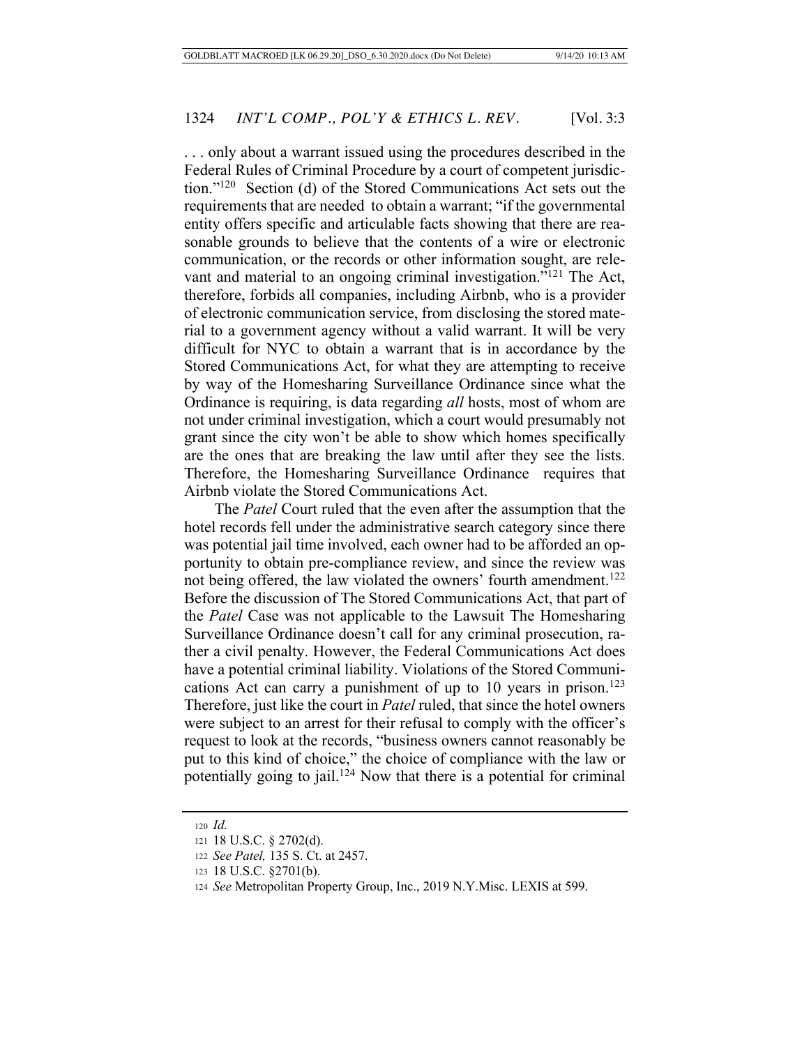. . . only about a warrant issued using the procedures described in the Federal Rules of Criminal Procedure by a court of competent jurisdiction."[120] Section (d) of the Stored Communications Act sets out the requirements that are needed to obtain a warrant; "if the governmental entity offers specific and articulable facts showing that there are reasonable grounds to believe that the contents of a wire or electronic communication, or the records or other information sought, are relevant and material to an ongoing criminal investigation."[121] The Act, therefore, forbids all companies, including Airbnb, who is a provider of electronic communication service, from disclosing the stored material to a government agency without a valid warrant. It will be very difficult for NYC to obtain a warrant that is in accordance by the Stored Communications Act, for what they are attempting to receive by way of the Homesharing Surveillance Ordinance since what the Ordinance is requiring, is data regarding *all* hosts, most of whom are not under criminal investigation, which a court would presumably not grant since the city won't be able to show which homes specifically are the ones that are breaking the law until after they see the lists. Therefore, the Homesharing Surveillance Ordinance requires that Airbnb violate the Stored Communications Act.

The *Patel* Court ruled that the even after the assumption that the hotel records fell under the administrative search category since there was potential jail time involved, each owner had to be afforded an opportunity to obtain pre-compliance review, and since the review was not being offered, the law violated the owners' fourth amendment.[122] Before the discussion of The Stored Communications Act, that part of the *Patel* Case was not applicable to the Lawsuit The Homesharing Surveillance Ordinance doesn't call for any criminal prosecution, rather a civil penalty. However, the Federal Communications Act does have a potential criminal liability. Violations of the Stored Communications Act can carry a punishment of up to 10 years in prison.[123] Therefore, just like the court in *Patel* ruled, that since the hotel owners were subject to an arrest for their refusal to comply with the officer's request to look at the records, "business owners cannot reasonably be put to this kind of choice," the choice of compliance with the law or potentially going to jail.[124] Now that there is a potential for criminal

---

120 *Id.*

121 18 U.S.C. § 2702(d).

122 *See Patel,* 135 S. Ct. at 2457.

123 18 U.S.C. §2701(b).

124 *See* Metropolitan Property Group, Inc., 2019 N.Y.Misc. LEXIS at 599.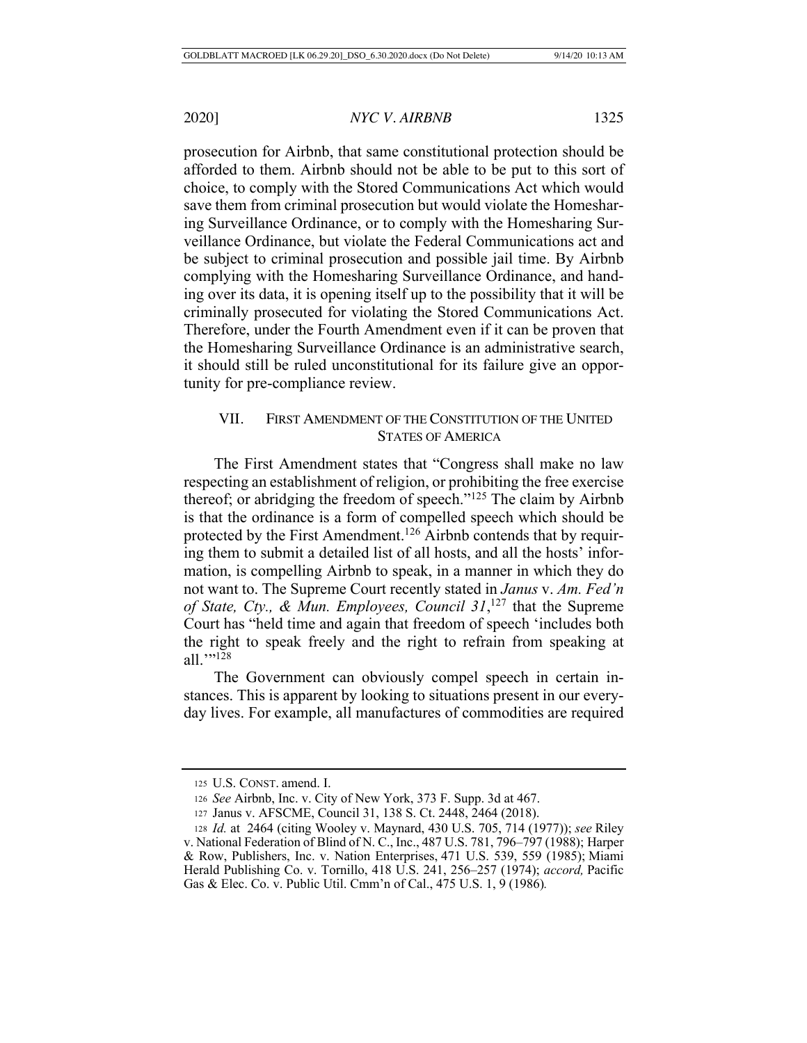prosecution for Airbnb, that same constitutional protection should be afforded to them. Airbnb should not be able to be put to this sort of choice, to comply with the Stored Communications Act which would save them from criminal prosecution but would violate the Homesharing Surveillance Ordinance, or to comply with the Homesharing Surveillance Ordinance, but violate the Federal Communications act and be subject to criminal prosecution and possible jail time. By Airbnb complying with the Homesharing Surveillance Ordinance, and handing over its data, it is opening itself up to the possibility that it will be criminally prosecuted for violating the Stored Communications Act. Therefore, under the Fourth Amendment even if it can be proven that the Homesharing Surveillance Ordinance is an administrative search, it should still be ruled unconstitutional for its failure give an opportunity for pre-compliance review.

## VII. FIRST AMENDMENT OF THE CONSTITUTION OF THE UNITED STATES OF AMERICA

The First Amendment states that "Congress shall make no law respecting an establishment of religion, or prohibiting the free exercise thereof; or abridging the freedom of speech."[125] The claim by Airbnb is that the ordinance is a form of compelled speech which should be protected by the First Amendment.[126] Airbnb contends that by requiring them to submit a detailed list of all hosts, and all the hosts' information, is compelling Airbnb to speak, in a manner in which they do not want to. The Supreme Court recently stated in *Janus* v. *Am. Fed'n of State, Cty., & Mun. Employees, Council 31*,[127] that the Supreme Court has "held time and again that freedom of speech 'includes both the right to speak freely and the right to refrain from speaking at all.'"[128]

The Government can obviously compel speech in certain instances. This is apparent by looking to situations present in our everyday lives. For example, all manufactures of commodities are required

---

125 U.S. CONST. amend. I.

126 *See* Airbnb, Inc. v. City of New York, 373 F. Supp. 3d at 467.

127 Janus v. AFSCME, Council 31, 138 S. Ct. 2448, 2464 (2018).

128 *Id.* at 2464 (citing Wooley v. Maynard, 430 U.S. 705, 714 (1977)); *see* Riley v. National Federation of Blind of N. C., Inc., 487 U.S. 781, 796–797 (1988); Harper & Row, Publishers, Inc. v. Nation Enterprises, 471 U.S. 539, 559 (1985); Miami Herald Publishing Co. v. Tornillo, 418 U.S. 241, 256–257 (1974); *accord,* Pacific Gas & Elec. Co. v. Public Util. Cmm'n of Cal., 475 U.S. 1, 9 (1986).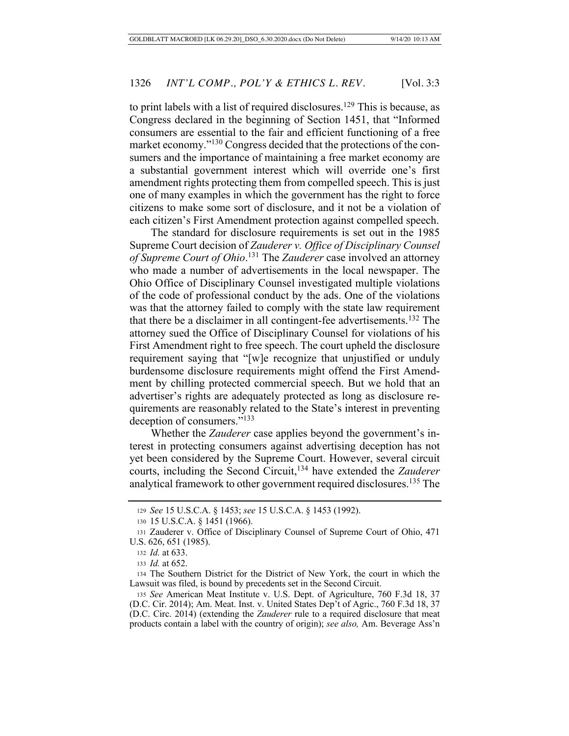to print labels with a list of required disclosures.[129] This is because, as Congress declared in the beginning of Section 1451, that "Informed consumers are essential to the fair and efficient functioning of a free market economy."[130] Congress decided that the protections of the consumers and the importance of maintaining a free market economy are a substantial government interest which will override one's first amendment rights protecting them from compelled speech. This is just one of many examples in which the government has the right to force citizens to make some sort of disclosure, and it not be a violation of each citizen's First Amendment protection against compelled speech.

The standard for disclosure requirements is set out in the 1985 Supreme Court decision of *Zauderer v. Office of Disciplinary Counsel of Supreme Court of Ohio*.[131] The *Zauderer* case involved an attorney who made a number of advertisements in the local newspaper. The Ohio Office of Disciplinary Counsel investigated multiple violations of the code of professional conduct by the ads. One of the violations was that the attorney failed to comply with the state law requirement that there be a disclaimer in all contingent-fee advertisements.[132] The attorney sued the Office of Disciplinary Counsel for violations of his First Amendment right to free speech. The court upheld the disclosure requirement saying that "[w]e recognize that unjustified or unduly burdensome disclosure requirements might offend the First Amendment by chilling protected commercial speech. But we hold that an advertiser's rights are adequately protected as long as disclosure requirements are reasonably related to the State's interest in preventing deception of consumers."[133]

Whether the *Zauderer* case applies beyond the government's interest in protecting consumers against advertising deception has not yet been considered by the Supreme Court. However, several circuit courts, including the Second Circuit,[134] have extended the *Zauderer* analytical framework to other government required disclosures.[135] The

---

[129] *See* 15 U.S.C.A. § 1453; *see* 15 U.S.C.A. § 1453 (1992).

[130] 15 U.S.C.A. § 1451 (1966).

[131] Zauderer v. Office of Disciplinary Counsel of Supreme Court of Ohio, 471 U.S. 626, 651 (1985).

[132] *Id.* at 633.

[133] *Id.* at 652.

[134] The Southern District for the District of New York, the court in which the Lawsuit was filed, is bound by precedents set in the Second Circuit.

[135] *See* American Meat Institute v. U.S. Dept. of Agriculture, 760 F.3d 18, 37 (D.C. Cir. 2014); Am. Meat. Inst. v. United States Dep't of Agric., 760 F.3d 18, 37 (D.C. Circ. 2014) (extending the *Zauderer* rule to a required disclosure that meat products contain a label with the country of origin); *see also,* Am. Beverage Ass'n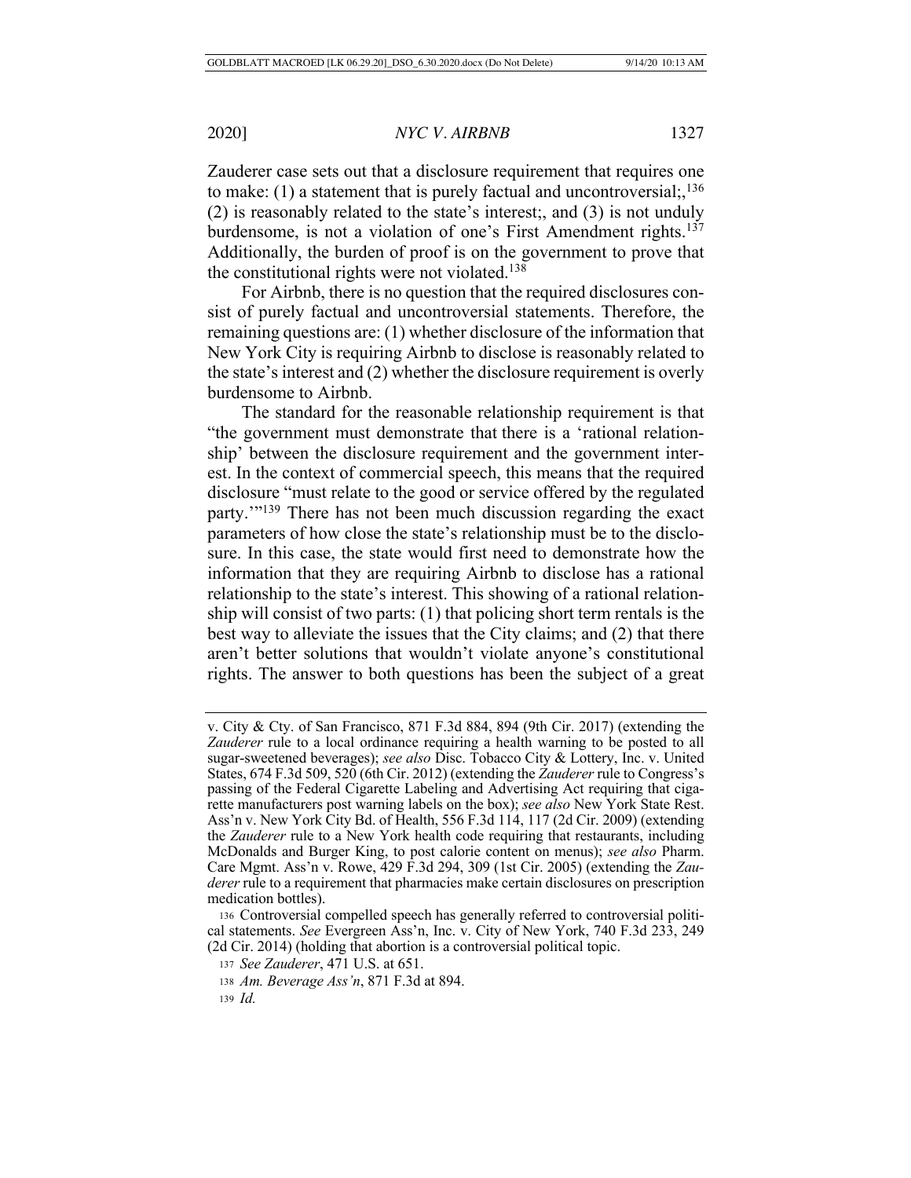Zauderer case sets out that a disclosure requirement that requires one to make: (1) a statement that is purely factual and uncontroversial;,[136] (2) is reasonably related to the state's interest;, and (3) is not unduly burdensome, is not a violation of one's First Amendment rights.[137] Additionally, the burden of proof is on the government to prove that the constitutional rights were not violated.[138]

For Airbnb, there is no question that the required disclosures consist of purely factual and uncontroversial statements. Therefore, the remaining questions are: (1) whether disclosure of the information that New York City is requiring Airbnb to disclose is reasonably related to the state's interest and (2) whether the disclosure requirement is overly burdensome to Airbnb.

The standard for the reasonable relationship requirement is that "the government must demonstrate that there is a 'rational relationship' between the disclosure requirement and the government interest. In the context of commercial speech, this means that the required disclosure "must relate to the good or service offered by the regulated party.'"[139] There has not been much discussion regarding the exact parameters of how close the state's relationship must be to the disclosure. In this case, the state would first need to demonstrate how the information that they are requiring Airbnb to disclose has a rational relationship to the state's interest. This showing of a rational relationship will consist of two parts: (1) that policing short term rentals is the best way to alleviate the issues that the City claims; and (2) that there aren't better solutions that wouldn't violate anyone's constitutional rights. The answer to both questions has been the subject of a great

---

v. City & Cty. of San Francisco, 871 F.3d 884, 894 (9th Cir. 2017) (extending the *Zauderer* rule to a local ordinance requiring a health warning to be posted to all sugar-sweetened beverages); *see also* Disc. Tobacco City & Lottery, Inc. v. United States, 674 F.3d 509, 520 (6th Cir. 2012) (extending the *Zauderer* rule to Congress's passing of the Federal Cigarette Labeling and Advertising Act requiring that cigarette manufacturers post warning labels on the box); *see also* New York State Rest. Ass'n v. New York City Bd. of Health, 556 F.3d 114, 117 (2d Cir. 2009) (extending the *Zauderer* rule to a New York health code requiring that restaurants, including McDonalds and Burger King, to post calorie content on menus); *see also* Pharm. Care Mgmt. Ass'n v. Rowe, 429 F.3d 294, 309 (1st Cir. 2005) (extending the *Zauderer* rule to a requirement that pharmacies make certain disclosures on prescription medication bottles).

[136] Controversial compelled speech has generally referred to controversial political statements. *See* Evergreen Ass'n, Inc. v. City of New York, 740 F.3d 233, 249 (2d Cir. 2014) (holding that abortion is a controversial political topic.

[137] *See Zauderer*, 471 U.S. at 651.

[138] *Am. Beverage Ass'n*, 871 F.3d at 894.

[139] *Id.*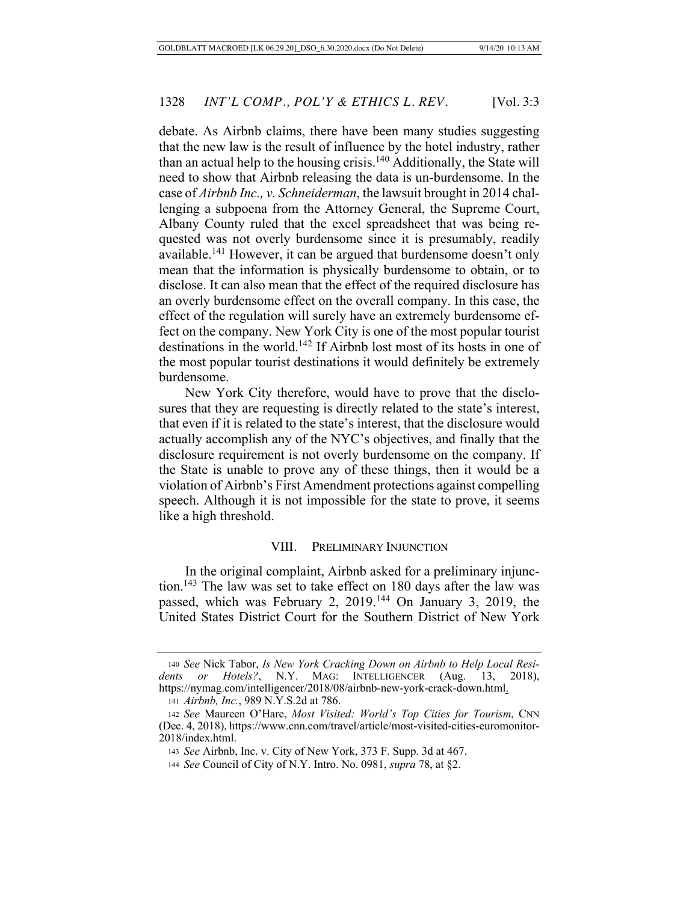debate. As Airbnb claims, there have been many studies suggesting that the new law is the result of influence by the hotel industry, rather than an actual help to the housing crisis.[140] Additionally, the State will need to show that Airbnb releasing the data is un-burdensome. In the case of *Airbnb Inc., v. Schneiderman*, the lawsuit brought in 2014 challenging a subpoena from the Attorney General, the Supreme Court, Albany County ruled that the excel spreadsheet that was being requested was not overly burdensome since it is presumably, readily available.[141] However, it can be argued that burdensome doesn't only mean that the information is physically burdensome to obtain, or to disclose. It can also mean that the effect of the required disclosure has an overly burdensome effect on the overall company. In this case, the effect of the regulation will surely have an extremely burdensome effect on the company. New York City is one of the most popular tourist destinations in the world.[142] If Airbnb lost most of its hosts in one of the most popular tourist destinations it would definitely be extremely burdensome.

New York City therefore, would have to prove that the disclosures that they are requesting is directly related to the state's interest, that even if it is related to the state's interest, that the disclosure would actually accomplish any of the NYC's objectives, and finally that the disclosure requirement is not overly burdensome on the company. If the State is unable to prove any of these things, then it would be a violation of Airbnb's First Amendment protections against compelling speech. Although it is not impossible for the state to prove, it seems like a high threshold.

## VIII. Preliminary Injunction

In the original complaint, Airbnb asked for a preliminary injunction.[143] The law was set to take effect on 180 days after the law was passed, which was February 2, 2019.[144] On January 3, 2019, the United States District Court for the Southern District of New York

---

[140] *See* Nick Tabor, *Is New York Cracking Down on Airbnb to Help Local Residents or Hotels?*, N.Y. Mag: Intelligencer (Aug. 13, 2018), https://nymag.com/intelligencer/2018/08/airbnb-new-york-crack-down.html.

[141] *Airbnb, Inc.*, 989 N.Y.S.2d at 786.

[142] *See* Maureen O'Hare, *Most Visited: World's Top Cities for Tourism*, CNN (Dec. 4, 2018), https://www.cnn.com/travel/article/most-visited-cities-euromonitor-2018/index.html.

[143] *See* Airbnb, Inc. v. City of New York, 373 F. Supp. 3d at 467.

[144] *See* Council of City of N.Y. Intro. No. 0981, *supra* 78, at §2.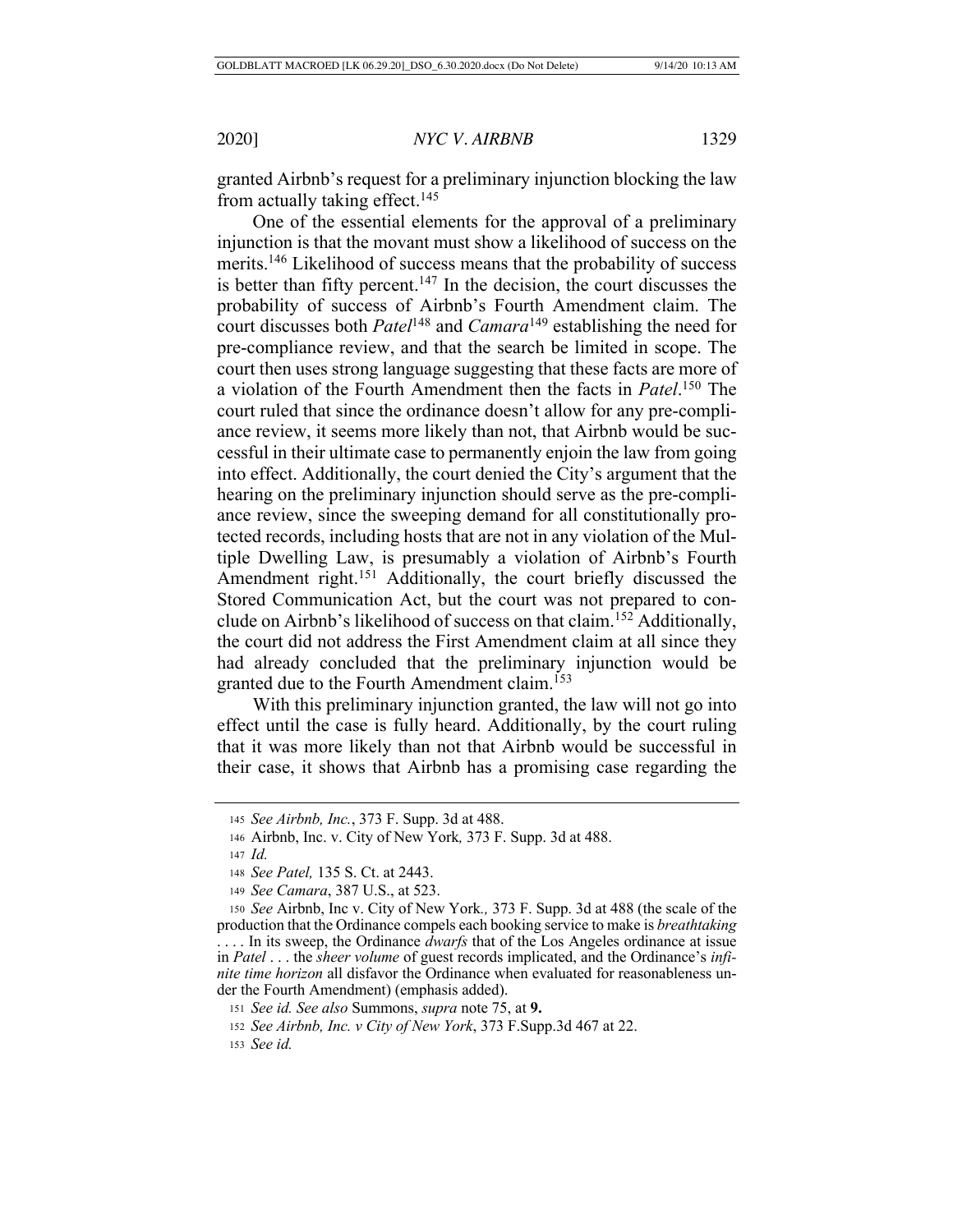granted Airbnb's request for a preliminary injunction blocking the law from actually taking effect.[145]

One of the essential elements for the approval of a preliminary injunction is that the movant must show a likelihood of success on the merits.[146] Likelihood of success means that the probability of success is better than fifty percent.[147] In the decision, the court discusses the probability of success of Airbnb's Fourth Amendment claim. The court discusses both *Patel*[148] and *Camara*[149] establishing the need for pre-compliance review, and that the search be limited in scope. The court then uses strong language suggesting that these facts are more of a violation of the Fourth Amendment then the facts in *Patel*.[150] The court ruled that since the ordinance doesn't allow for any pre-compliance review, it seems more likely than not, that Airbnb would be successful in their ultimate case to permanently enjoin the law from going into effect. Additionally, the court denied the City's argument that the hearing on the preliminary injunction should serve as the pre-compliance review, since the sweeping demand for all constitutionally protected records, including hosts that are not in any violation of the Multiple Dwelling Law, is presumably a violation of Airbnb's Fourth Amendment right.[151] Additionally, the court briefly discussed the Stored Communication Act, but the court was not prepared to conclude on Airbnb's likelihood of success on that claim.[152] Additionally, the court did not address the First Amendment claim at all since they had already concluded that the preliminary injunction would be granted due to the Fourth Amendment claim.[153]

With this preliminary injunction granted, the law will not go into effect until the case is fully heard. Additionally, by the court ruling that it was more likely than not that Airbnb would be successful in their case, it shows that Airbnb has a promising case regarding the

---

145 *See Airbnb, Inc.*, 373 F. Supp. 3d at 488.

146 Airbnb, Inc. v. City of New York*,* 373 F. Supp. 3d at 488.

147 *Id.*

148 *See Patel,* 135 S. Ct. at 2443.

149 *See Camara*, 387 U.S., at 523.

150 *See* Airbnb, Inc v. City of New York*.,* 373 F. Supp. 3d at 488 (the scale of the production that the Ordinance compels each booking service to make is *breathtaking* . . . . In its sweep, the Ordinance *dwarfs* that of the Los Angeles ordinance at issue in *Patel* . . . the *sheer volume* of guest records implicated, and the Ordinance's *infinite time horizon* all disfavor the Ordinance when evaluated for reasonableness under the Fourth Amendment) (emphasis added).

151 *See id. See also* Summons, *supra* note 75, at **9.**

152 *See Airbnb, Inc. v City of New York*, 373 F.Supp.3d 467 at 22.

153 *See id.*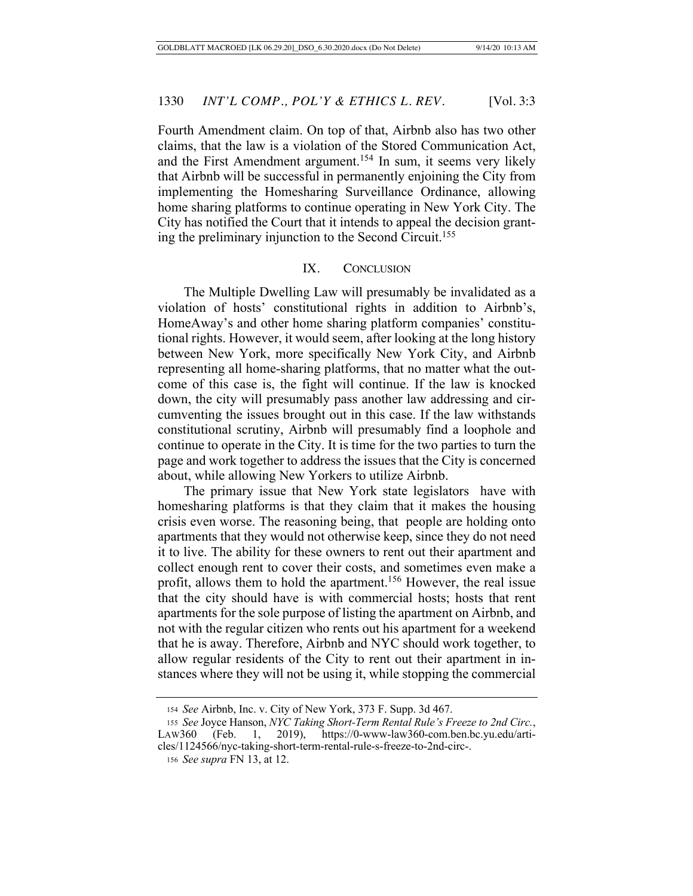Fourth Amendment claim. On top of that, Airbnb also has two other claims, that the law is a violation of the Stored Communication Act, and the First Amendment argument.[154] In sum, it seems very likely that Airbnb will be successful in permanently enjoining the City from implementing the Homesharing Surveillance Ordinance, allowing home sharing platforms to continue operating in New York City. The City has notified the Court that it intends to appeal the decision granting the preliminary injunction to the Second Circuit.[155]

## IX. CONCLUSION

The Multiple Dwelling Law will presumably be invalidated as a violation of hosts' constitutional rights in addition to Airbnb's, HomeAway's and other home sharing platform companies' constitutional rights. However, it would seem, after looking at the long history between New York, more specifically New York City, and Airbnb representing all home-sharing platforms, that no matter what the outcome of this case is, the fight will continue. If the law is knocked down, the city will presumably pass another law addressing and circumventing the issues brought out in this case. If the law withstands constitutional scrutiny, Airbnb will presumably find a loophole and continue to operate in the City. It is time for the two parties to turn the page and work together to address the issues that the City is concerned about, while allowing New Yorkers to utilize Airbnb.

The primary issue that New York state legislators have with homesharing platforms is that they claim that it makes the housing crisis even worse. The reasoning being, that people are holding onto apartments that they would not otherwise keep, since they do not need it to live. The ability for these owners to rent out their apartment and collect enough rent to cover their costs, and sometimes even make a profit, allows them to hold the apartment.[156] However, the real issue that the city should have is with commercial hosts; hosts that rent apartments for the sole purpose of listing the apartment on Airbnb, and not with the regular citizen who rents out his apartment for a weekend that he is away. Therefore, Airbnb and NYC should work together, to allow regular residents of the City to rent out their apartment in instances where they will not be using it, while stopping the commercial

---

154 *See* Airbnb, Inc. v. City of New York, 373 F. Supp. 3d 467.

155 *See* Joyce Hanson, *NYC Taking Short-Term Rental Rule's Freeze to 2nd Circ.*, LAW360 (Feb. 1, 2019), https://0-www-law360-com.ben.bc.yu.edu/articles/1124566/nyc-taking-short-term-rental-rule-s-freeze-to-2nd-circ-.

156 *See supra* FN 13, at 12.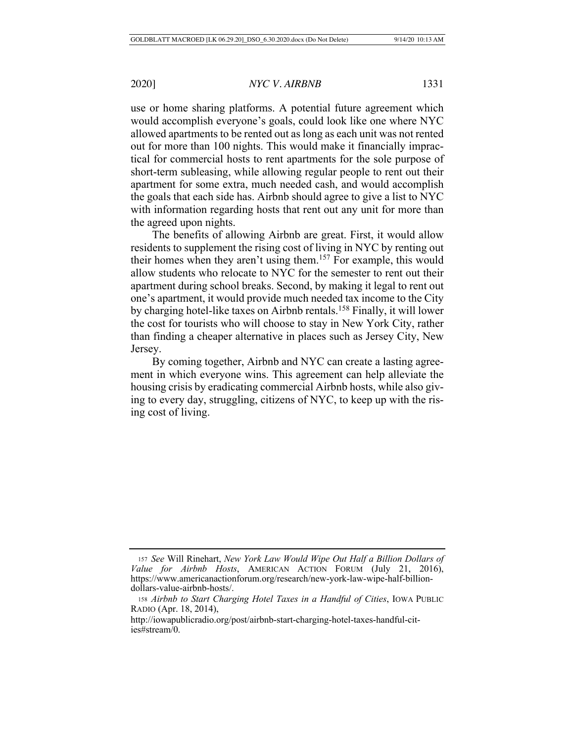use or home sharing platforms. A potential future agreement which would accomplish everyone's goals, could look like one where NYC allowed apartments to be rented out as long as each unit was not rented out for more than 100 nights. This would make it financially impractical for commercial hosts to rent apartments for the sole purpose of short-term subleasing, while allowing regular people to rent out their apartment for some extra, much needed cash, and would accomplish the goals that each side has. Airbnb should agree to give a list to NYC with information regarding hosts that rent out any unit for more than the agreed upon nights.

The benefits of allowing Airbnb are great. First, it would allow residents to supplement the rising cost of living in NYC by renting out their homes when they aren't using them.[157] For example, this would allow students who relocate to NYC for the semester to rent out their apartment during school breaks. Second, by making it legal to rent out one's apartment, it would provide much needed tax income to the City by charging hotel-like taxes on Airbnb rentals.[158] Finally, it will lower the cost for tourists who will choose to stay in New York City, rather than finding a cheaper alternative in places such as Jersey City, New Jersey.

By coming together, Airbnb and NYC can create a lasting agreement in which everyone wins. This agreement can help alleviate the housing crisis by eradicating commercial Airbnb hosts, while also giving to every day, struggling, citizens of NYC, to keep up with the rising cost of living.

---

[157] *See* Will Rinehart, *New York Law Would Wipe Out Half a Billion Dollars of Value for Airbnb Hosts*, AMERICAN ACTION FORUM (July 21, 2016), https://www.americanactionforum.org/research/new-york-law-wipe-half-billion-dollars-value-airbnb-hosts/.

[158] *Airbnb to Start Charging Hotel Taxes in a Handful of Cities*, IOWA PUBLIC RADIO (Apr. 18, 2014), http://iowapublicradio.org/post/airbnb-start-charging-hotel-taxes-handful-cities#stream/0.